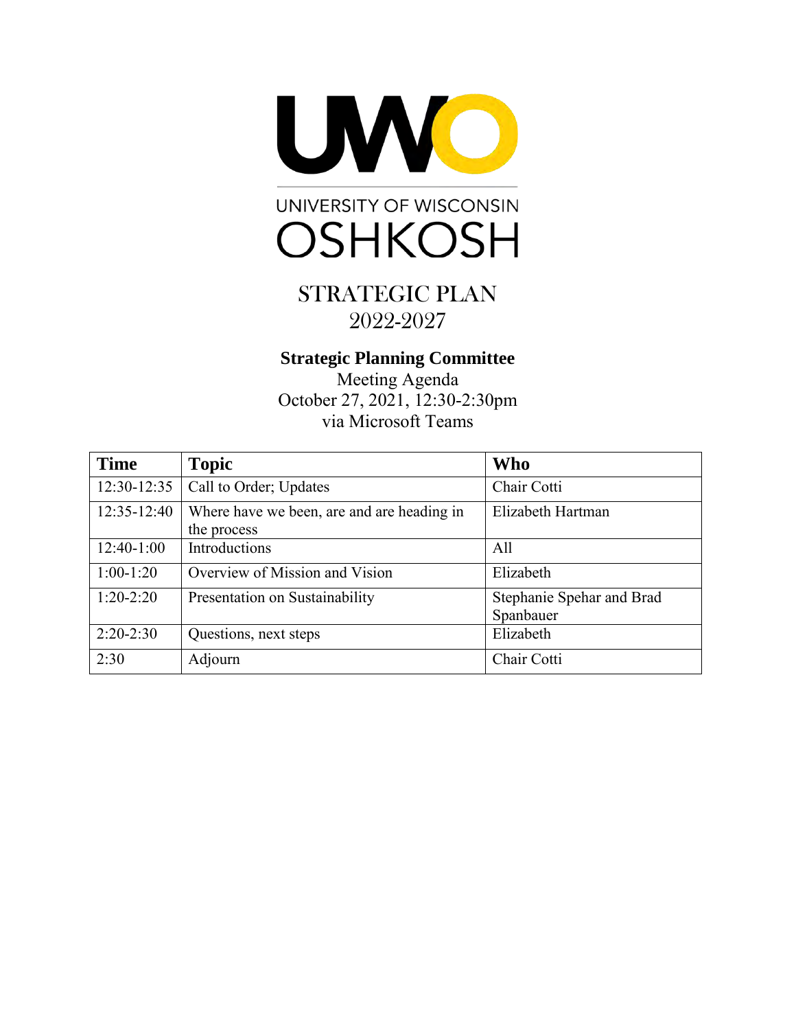UWO

UNIVERSITY OF WISCONSIN

OSHKOSH

# STRATEGIC PLAN 2022-2027

**Strategic Planning Committee**

Meeting Agenda

October 27, 2021, 12:30-2:30pm

via Microsoft Teams

| Time | Topic | Who |
|---|---|---|
| 12:30-12:35 | Call to Order; Updates | Chair Cotti |
| 12:35-12:40 | Where have we been, are and are heading in the process | Elizabeth Hartman |
| 12:40-1:00 | Introductions | All |
| 1:00-1:20 | Overview of Mission and Vision | Elizabeth |
| 1:20-2:20 | Presentation on Sustainability | Stephanie Spehar and Brad Spanbauer |
| 2:20-2:30 | Questions, next steps | Elizabeth |
| 2:30 | Adjourn | Chair Cotti |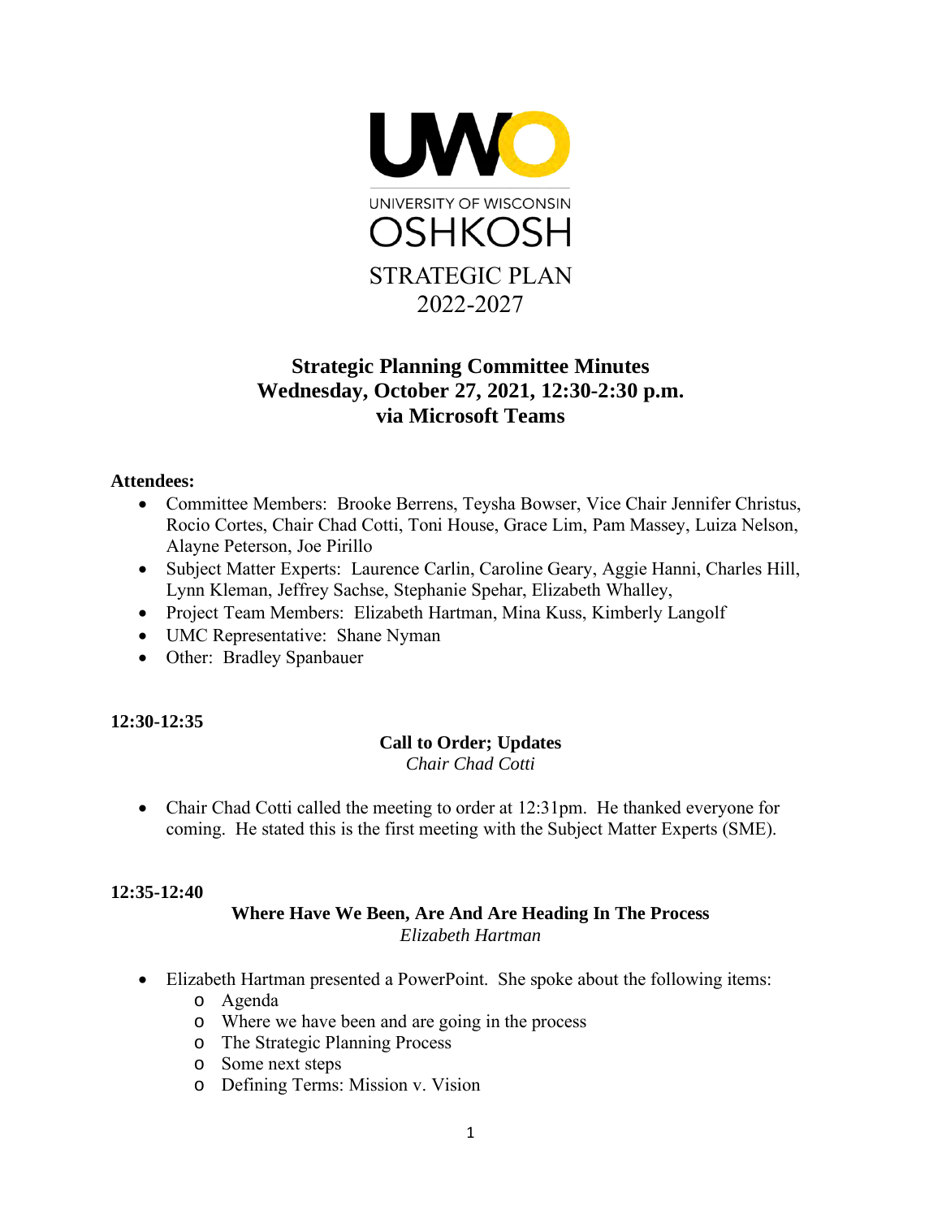UNIVERSITY OF WISCONSIN OSHKOSH

STRATEGIC PLAN 2022-2027

# Strategic Planning Committee Minutes
## Wednesday, October 27, 2021, 12:30-2:30 p.m.
## via Microsoft Teams

**Attendees:**

- Committee Members: Brooke Berrens, Teysha Bowser, Vice Chair Jennifer Christus, Rocio Cortes, Chair Chad Cotti, Toni House, Grace Lim, Pam Massey, Luiza Nelson, Alayne Peterson, Joe Pirillo
- Subject Matter Experts: Laurence Carlin, Caroline Geary, Aggie Hanni, Charles Hill, Lynn Kleman, Jeffrey Sachse, Stephanie Spehar, Elizabeth Whalley,
- Project Team Members: Elizabeth Hartman, Mina Kuss, Kimberly Langolf
- UMC Representative: Shane Nyman
- Other: Bradley Spanbauer

**12:30-12:35**

**Call to Order; Updates**
*Chair Chad Cotti*

- Chair Chad Cotti called the meeting to order at 12:31pm. He thanked everyone for coming. He stated this is the first meeting with the Subject Matter Experts (SME).

**12:35-12:40**

**Where Have We Been, Are And Are Heading In The Process**
*Elizabeth Hartman*

- Elizabeth Hartman presented a PowerPoint. She spoke about the following items:
  - Agenda
  - Where we have been and are going in the process
  - The Strategic Planning Process
  - Some next steps
  - Defining Terms: Mission v. Vision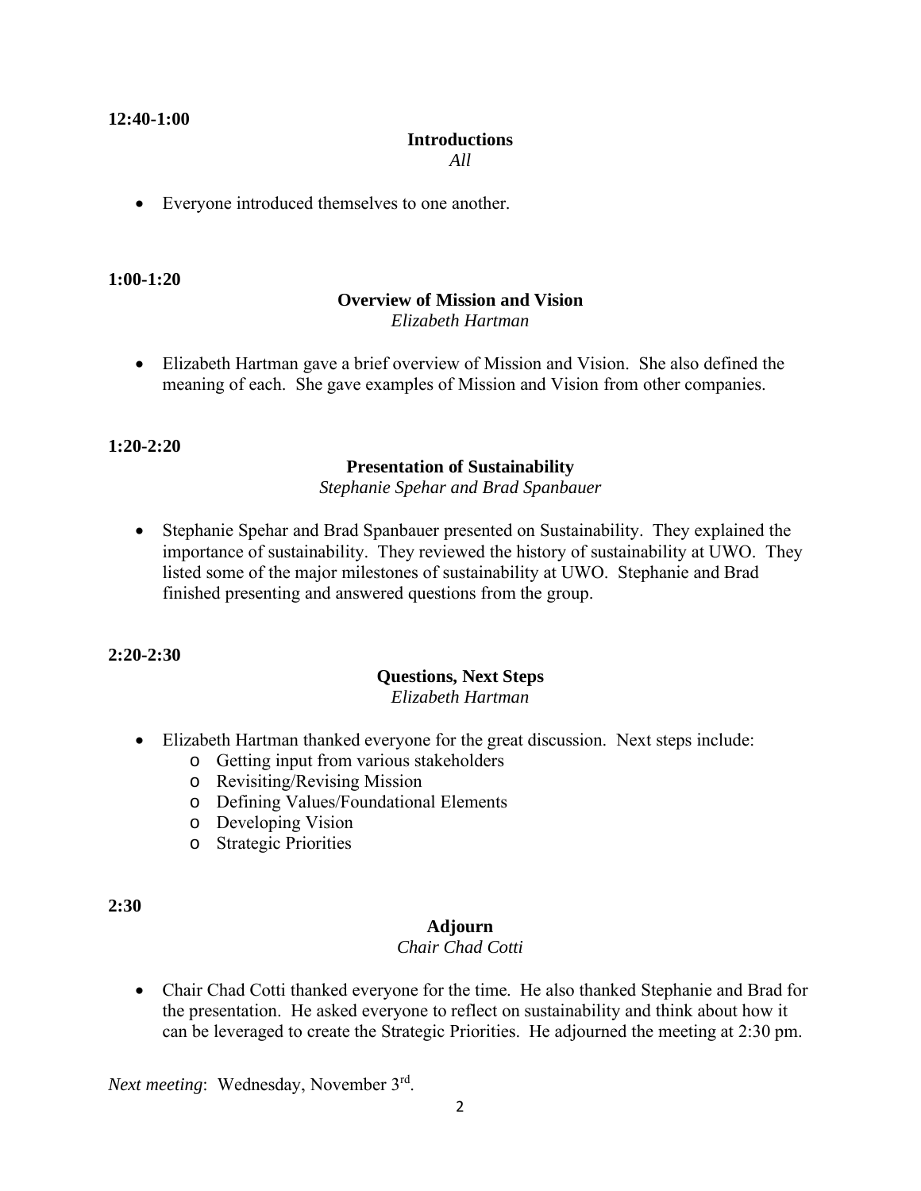**12:40-1:00**

**Introductions**
*All*

- Everyone introduced themselves to one another.

**1:00-1:20**

**Overview of Mission and Vision**
*Elizabeth Hartman*

- Elizabeth Hartman gave a brief overview of Mission and Vision. She also defined the meaning of each. She gave examples of Mission and Vision from other companies.

**1:20-2:20**

**Presentation of Sustainability**
*Stephanie Spehar and Brad Spanbauer*

- Stephanie Spehar and Brad Spanbauer presented on Sustainability. They explained the importance of sustainability. They reviewed the history of sustainability at UWO. They listed some of the major milestones of sustainability at UWO. Stephanie and Brad finished presenting and answered questions from the group.

**2:20-2:30**

**Questions, Next Steps**
*Elizabeth Hartman*

- Elizabeth Hartman thanked everyone for the great discussion. Next steps include:
  - Getting input from various stakeholders
  - Revisiting/Revising Mission
  - Defining Values/Foundational Elements
  - Developing Vision
  - Strategic Priorities

**2:30**

**Adjourn**
*Chair Chad Cotti*

- Chair Chad Cotti thanked everyone for the time. He also thanked Stephanie and Brad for the presentation. He asked everyone to reflect on sustainability and think about how it can be leveraged to create the Strategic Priorities. He adjourned the meeting at 2:30 pm.

*Next meeting*: Wednesday, November 3rd.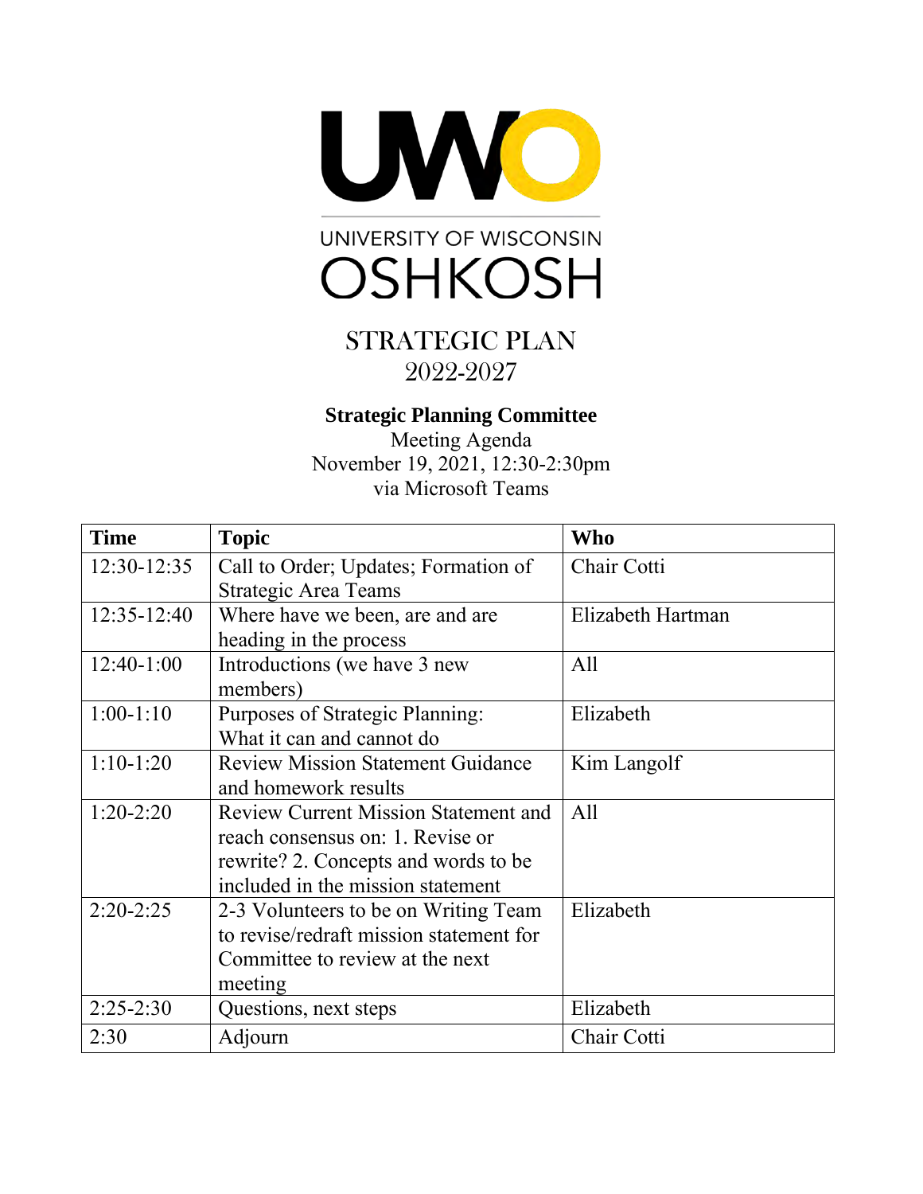UNIVERSITY OF WISCONSIN
OSHKOSH

STRATEGIC PLAN
2022-2027

**Strategic Planning Committee**
Meeting Agenda
November 19, 2021, 12:30-2:30pm
via Microsoft Teams

| Time | Topic | Who |
|---|---|---|
| 12:30-12:35 | Call to Order; Updates; Formation of Strategic Area Teams | Chair Cotti |
| 12:35-12:40 | Where have we been, are and are heading in the process | Elizabeth Hartman |
| 12:40-1:00 | Introductions (we have 3 new members) | All |
| 1:00-1:10 | Purposes of Strategic Planning: What it can and cannot do | Elizabeth |
| 1:10-1:20 | Review Mission Statement Guidance and homework results | Kim Langolf |
| 1:20-2:20 | Review Current Mission Statement and reach consensus on: 1. Revise or rewrite? 2. Concepts and words to be included in the mission statement | All |
| 2:20-2:25 | 2-3 Volunteers to be on Writing Team to revise/redraft mission statement for Committee to review at the next meeting | Elizabeth |
| 2:25-2:30 | Questions, next steps | Elizabeth |
| 2:30 | Adjourn | Chair Cotti |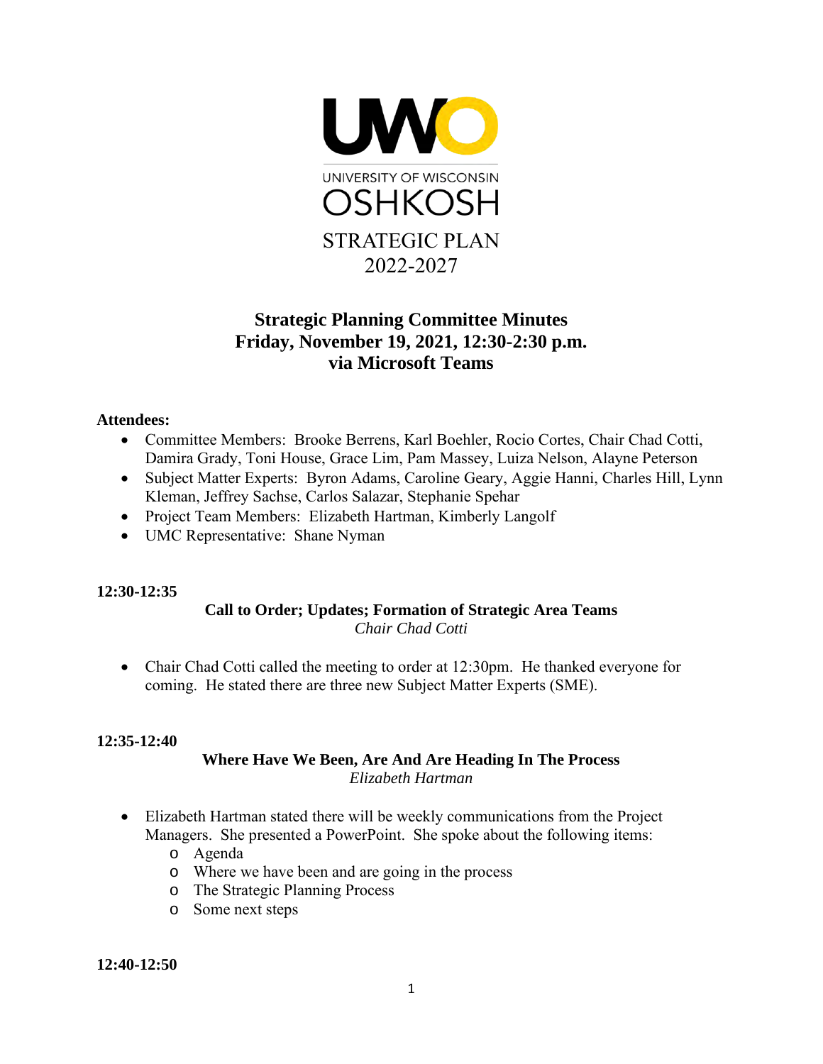UNIVERSITY OF WISCONSIN OSHKOSH

STRATEGIC PLAN 2022-2027

# Strategic Planning Committee Minutes
## Friday, November 19, 2021, 12:30-2:30 p.m.
## via Microsoft Teams

**Attendees:**

- Committee Members: Brooke Berrens, Karl Boehler, Rocio Cortes, Chair Chad Cotti, Damira Grady, Toni House, Grace Lim, Pam Massey, Luiza Nelson, Alayne Peterson
- Subject Matter Experts: Byron Adams, Caroline Geary, Aggie Hanni, Charles Hill, Lynn Kleman, Jeffrey Sachse, Carlos Salazar, Stephanie Spehar
- Project Team Members: Elizabeth Hartman, Kimberly Langolf
- UMC Representative: Shane Nyman

**12:30-12:35**

**Call to Order; Updates; Formation of Strategic Area Teams**
*Chair Chad Cotti*

- Chair Chad Cotti called the meeting to order at 12:30pm. He thanked everyone for coming. He stated there are three new Subject Matter Experts (SME).

**12:35-12:40**

**Where Have We Been, Are And Are Heading In The Process**
*Elizabeth Hartman*

- Elizabeth Hartman stated there will be weekly communications from the Project Managers. She presented a PowerPoint. She spoke about the following items:
  - Agenda
  - Where we have been and are going in the process
  - The Strategic Planning Process
  - Some next steps

**12:40-12:50**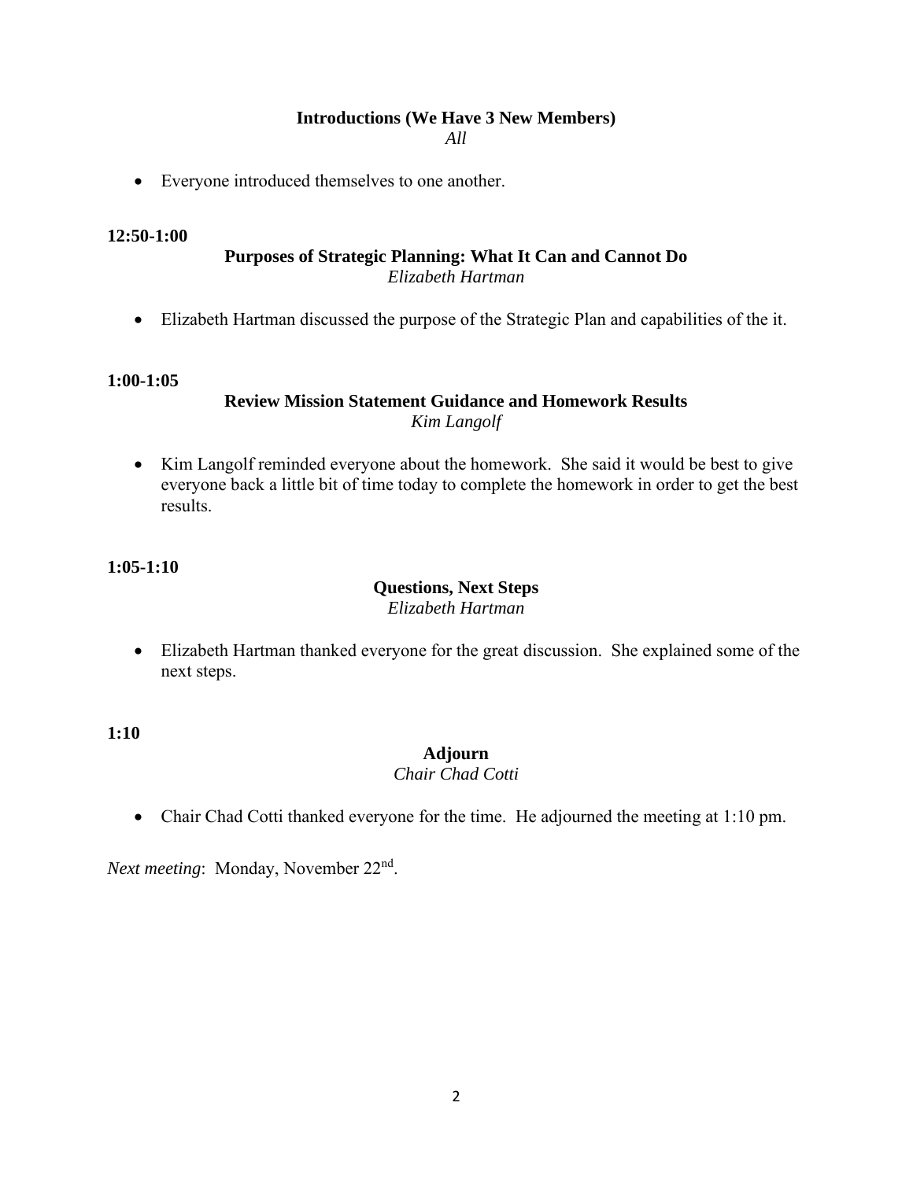**Introductions (We Have 3 New Members)**

*All*

- Everyone introduced themselves to one another.

**12:50-1:00**

**Purposes of Strategic Planning: What It Can and Cannot Do**

*Elizabeth Hartman*

- Elizabeth Hartman discussed the purpose of the Strategic Plan and capabilities of the it.

**1:00-1:05**

**Review Mission Statement Guidance and Homework Results**

*Kim Langolf*

- Kim Langolf reminded everyone about the homework. She said it would be best to give everyone back a little bit of time today to complete the homework in order to get the best results.

**1:05-1:10**

**Questions, Next Steps**

*Elizabeth Hartman*

- Elizabeth Hartman thanked everyone for the great discussion. She explained some of the next steps.

**1:10**

**Adjourn**

*Chair Chad Cotti*

- Chair Chad Cotti thanked everyone for the time. He adjourned the meeting at 1:10 pm.

*Next meeting*: Monday, November 22nd.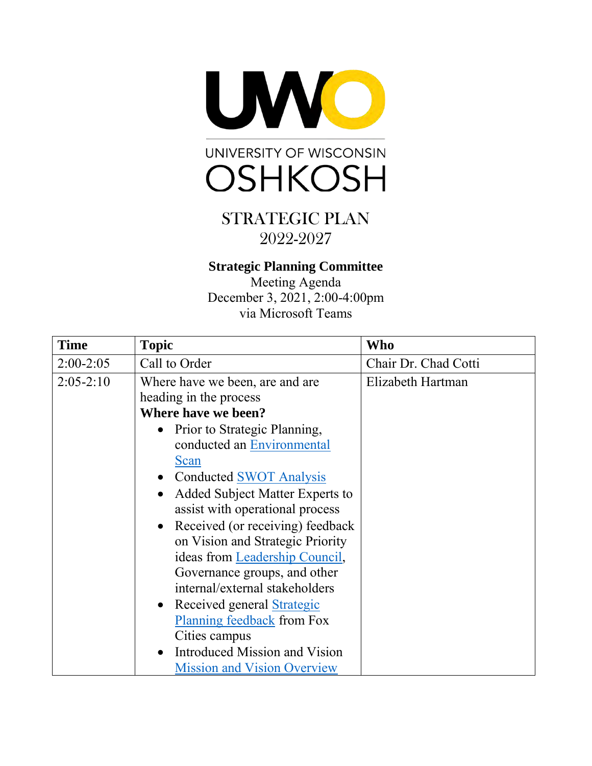UNIVERSITY OF WISCONSIN

OSHKOSH

# STRATEGIC PLAN
## 2022-2027

**Strategic Planning Committee**
Meeting Agenda
December 3, 2021, 2:00-4:00pm
via Microsoft Teams

| Time | Topic | Who |
|---|---|---|
| 2:00-2:05 | Call to Order | Chair Dr. Chad Cotti |
| 2:05-2:10 | Where have we been, are and are heading in the process<br>**Where have we been?**<br>• Prior to Strategic Planning, conducted an Environmental Scan<br>• Conducted SWOT Analysis<br>• Added Subject Matter Experts to assist with operational process<br>• Received (or receiving) feedback on Vision and Strategic Priority ideas from Leadership Council, Governance groups, and other internal/external stakeholders<br>• Received general Strategic Planning feedback from Fox Cities campus<br>• Introduced Mission and Vision Mission and Vision Overview | Elizabeth Hartman |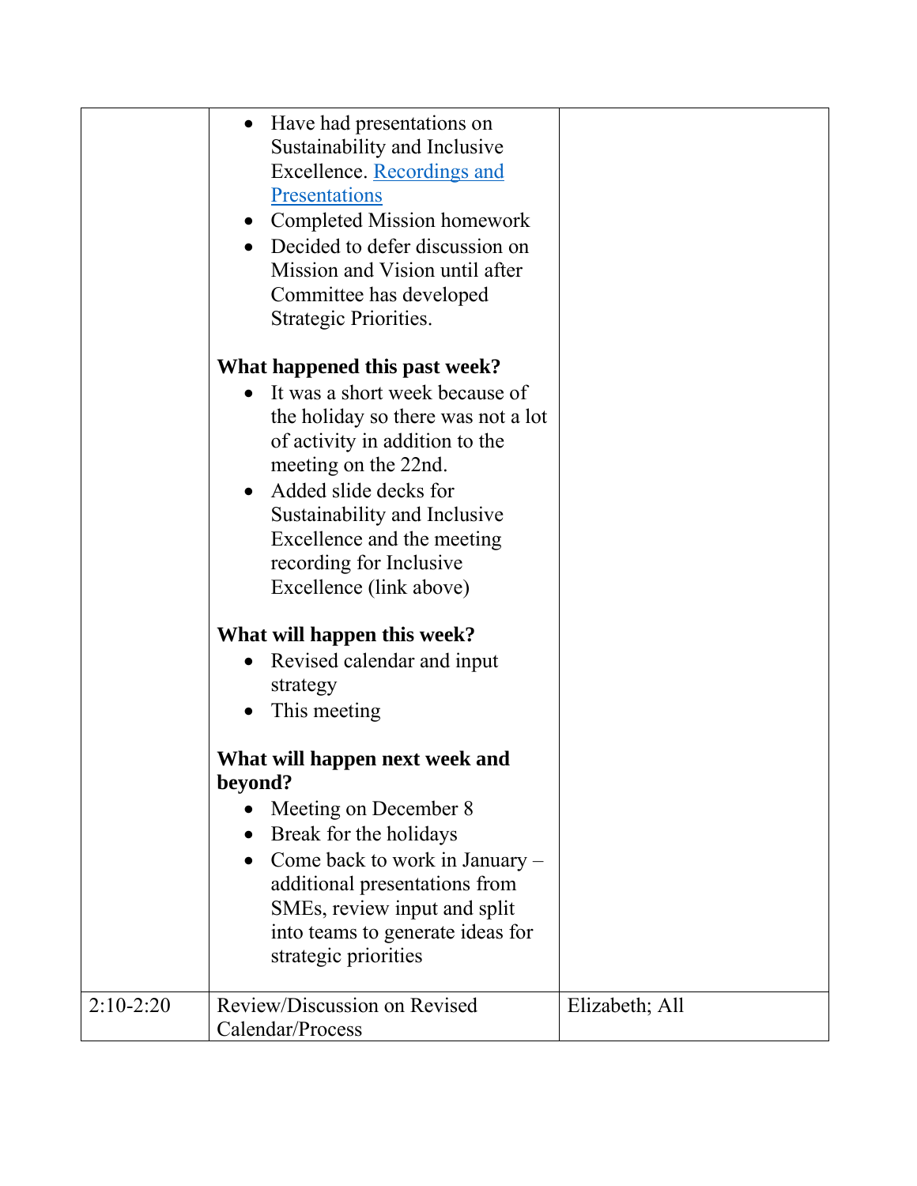| | | |
|---|---|---|
| | • Have had presentations on Sustainability and Inclusive Excellence. [Recordings and Presentations]<br>• Completed Mission homework<br>• Decided to defer discussion on Mission and Vision until after Committee has developed Strategic Priorities.<br><br>**What happened this past week?**<br>• It was a short week because of the holiday so there was not a lot of activity in addition to the meeting on the 22nd.<br>• Added slide decks for Sustainability and Inclusive Excellence and the meeting recording for Inclusive Excellence (link above)<br><br>**What will happen this week?**<br>• Revised calendar and input strategy<br>• This meeting<br><br>**What will happen next week and beyond?**<br>• Meeting on December 8<br>• Break for the holidays<br>• Come back to work in January – additional presentations from SMEs, review input and split into teams to generate ideas for strategic priorities | |
| 2:10-2:20 | Review/Discussion on Revised Calendar/Process | Elizabeth; All |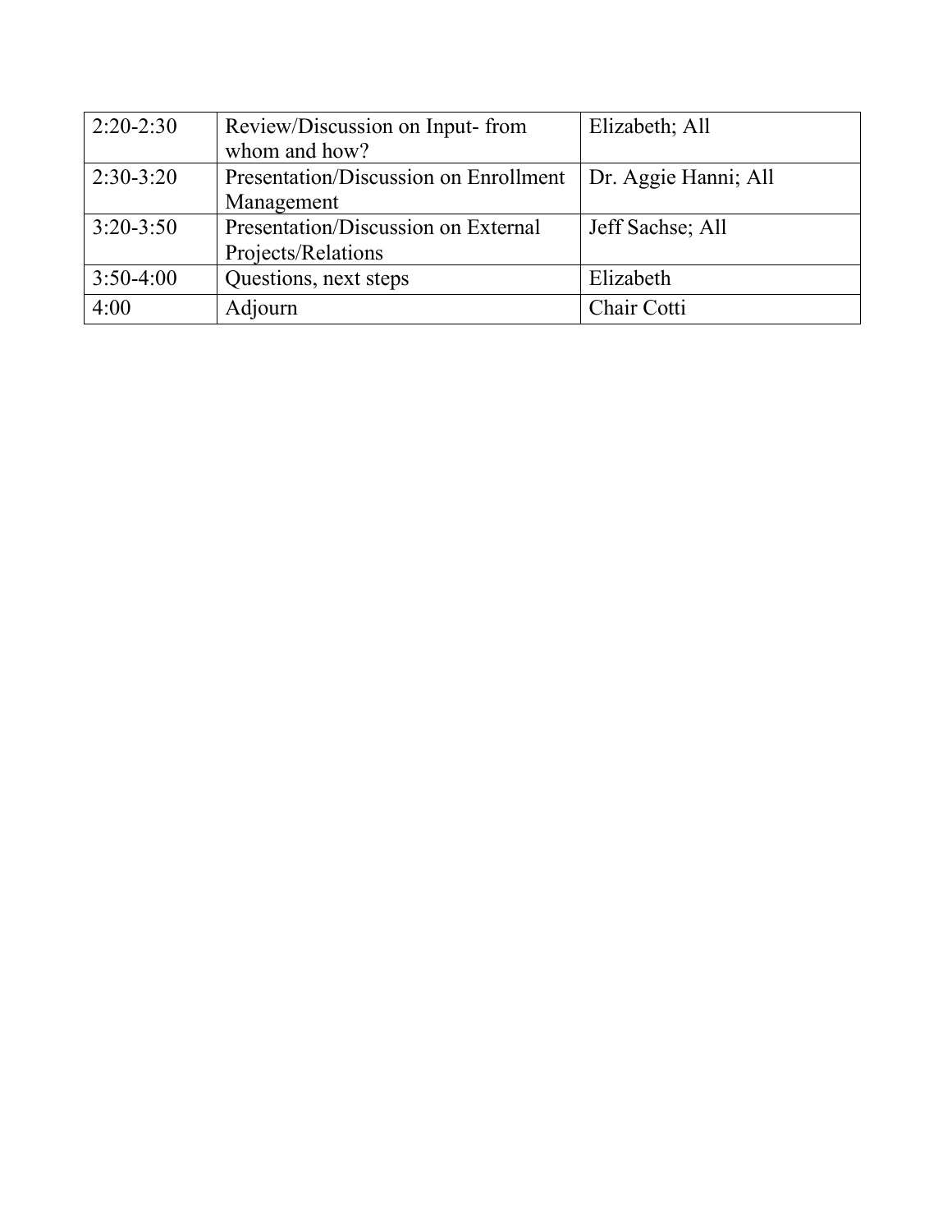| 2:20-2:30 | Review/Discussion on Input- from whom and how? | Elizabeth; All |
|---|---|---|
| 2:30-3:20 | Presentation/Discussion on Enrollment Management | Dr. Aggie Hanni; All |
| 3:20-3:50 | Presentation/Discussion on External Projects/Relations | Jeff Sachse; All |
| 3:50-4:00 | Questions, next steps | Elizabeth |
| 4:00 | Adjourn | Chair Cotti |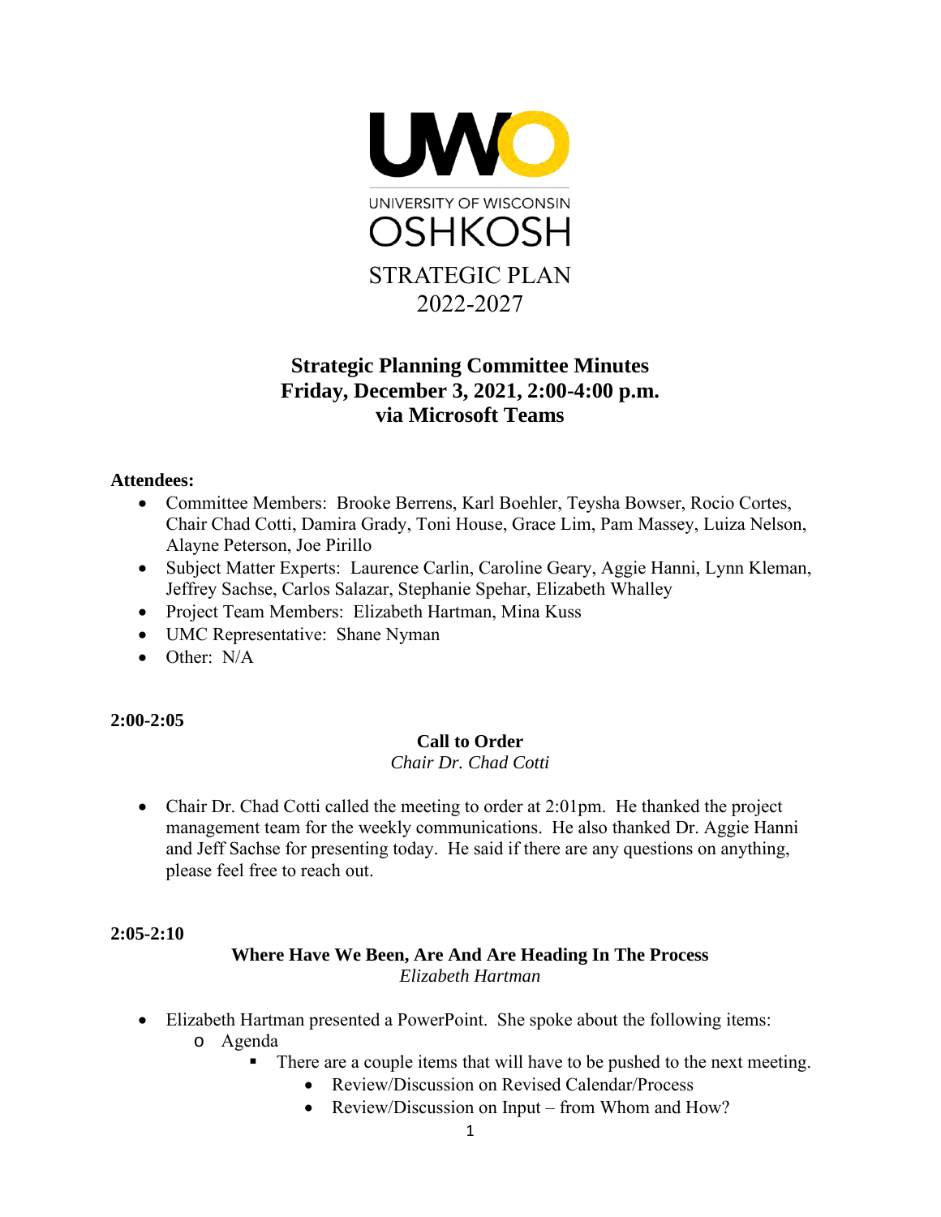UNIVERSITY OF WISCONSIN OSHKOSH

STRATEGIC PLAN 2022-2027

## Strategic Planning Committee Minutes
## Friday, December 3, 2021, 2:00-4:00 p.m.
## via Microsoft Teams

**Attendees:**

- Committee Members: Brooke Berrens, Karl Boehler, Teysha Bowser, Rocio Cortes, Chair Chad Cotti, Damira Grady, Toni House, Grace Lim, Pam Massey, Luiza Nelson, Alayne Peterson, Joe Pirillo
- Subject Matter Experts: Laurence Carlin, Caroline Geary, Aggie Hanni, Lynn Kleman, Jeffrey Sachse, Carlos Salazar, Stephanie Spehar, Elizabeth Whalley
- Project Team Members: Elizabeth Hartman, Mina Kuss
- UMC Representative: Shane Nyman
- Other: N/A

**2:00-2:05**

**Call to Order**
*Chair Dr. Chad Cotti*

- Chair Dr. Chad Cotti called the meeting to order at 2:01pm. He thanked the project management team for the weekly communications. He also thanked Dr. Aggie Hanni and Jeff Sachse for presenting today. He said if there are any questions on anything, please feel free to reach out.

**2:05-2:10**

**Where Have We Been, Are And Are Heading In The Process**
*Elizabeth Hartman*

- Elizabeth Hartman presented a PowerPoint. She spoke about the following items:
  - Agenda
    - There are a couple items that will have to be pushed to the next meeting.
      - Review/Discussion on Revised Calendar/Process
      - Review/Discussion on Input – from Whom and How?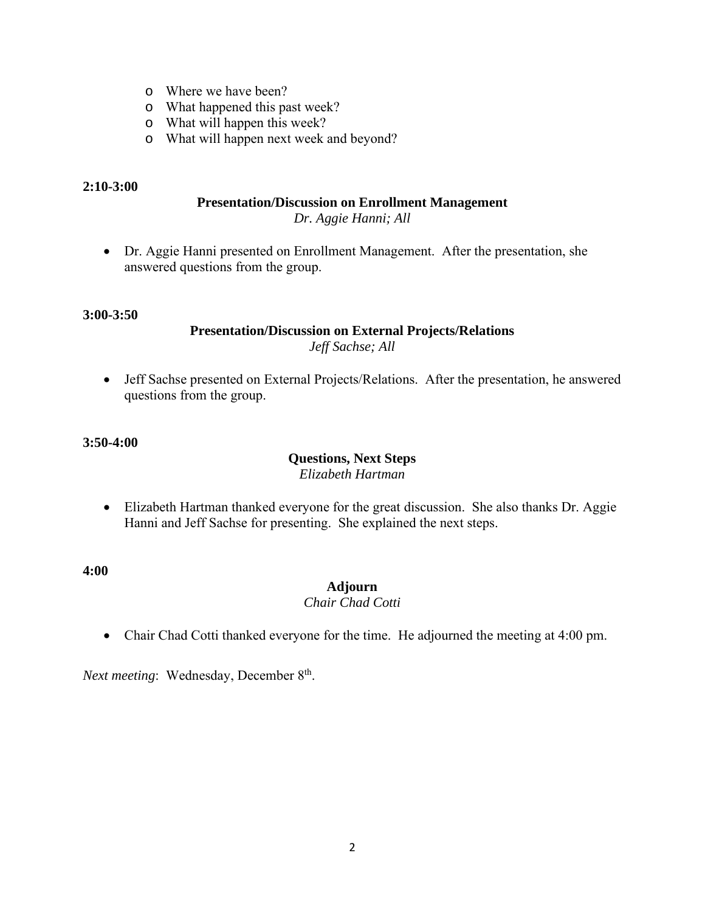- Where we have been?
- What happened this past week?
- What will happen this week?
- What will happen next week and beyond?

**2:10-3:00**

**Presentation/Discussion on Enrollment Management**
*Dr. Aggie Hanni; All*

- Dr. Aggie Hanni presented on Enrollment Management. After the presentation, she answered questions from the group.

**3:00-3:50**

**Presentation/Discussion on External Projects/Relations**
*Jeff Sachse; All*

- Jeff Sachse presented on External Projects/Relations. After the presentation, he answered questions from the group.

**3:50-4:00**

**Questions, Next Steps**
*Elizabeth Hartman*

- Elizabeth Hartman thanked everyone for the great discussion. She also thanks Dr. Aggie Hanni and Jeff Sachse for presenting. She explained the next steps.

**4:00**

**Adjourn**
*Chair Chad Cotti*

- Chair Chad Cotti thanked everyone for the time. He adjourned the meeting at 4:00 pm.

*Next meeting*: Wednesday, December 8th.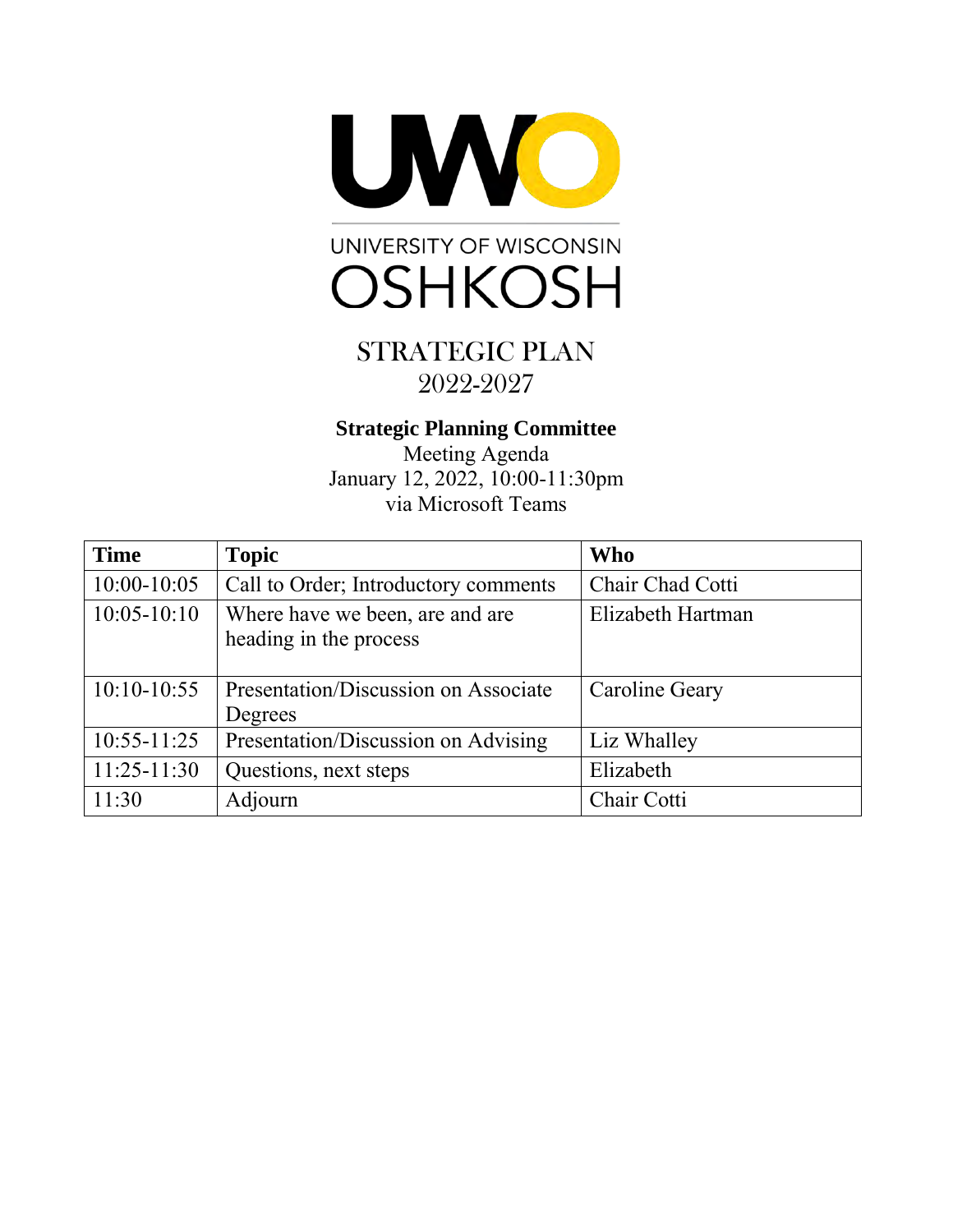UNIVERSITY OF WISCONSIN
OSHKOSH

STRATEGIC PLAN
2022-2027

**Strategic Planning Committee**
Meeting Agenda
January 12, 2022, 10:00-11:30pm
via Microsoft Teams

| **Time** | **Topic** | **Who** |
|---|---|---|
| 10:00-10:05 | Call to Order; Introductory comments | Chair Chad Cotti |
| 10:05-10:10 | Where have we been, are and are heading in the process | Elizabeth Hartman |
| 10:10-10:55 | Presentation/Discussion on Associate Degrees | Caroline Geary |
| 10:55-11:25 | Presentation/Discussion on Advising | Liz Whalley |
| 11:25-11:30 | Questions, next steps | Elizabeth |
| 11:30 | Adjourn | Chair Cotti |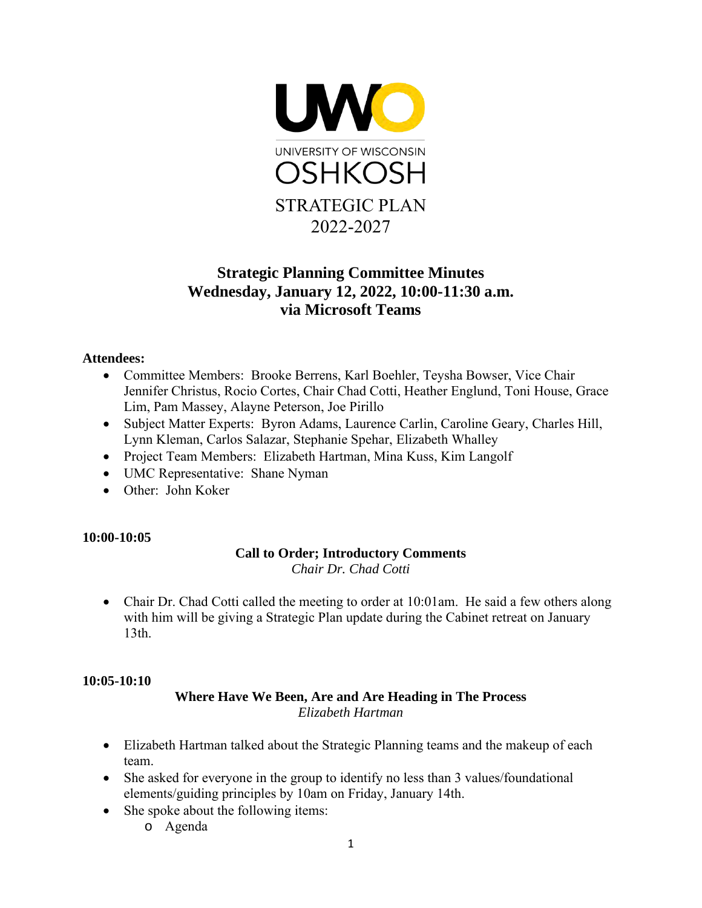UNIVERSITY OF WISCONSIN OSHKOSH

STRATEGIC PLAN 2022-2027

# Strategic Planning Committee Minutes
## Wednesday, January 12, 2022, 10:00-11:30 a.m.
## via Microsoft Teams

**Attendees:**

- Committee Members: Brooke Berrens, Karl Boehler, Teysha Bowser, Vice Chair Jennifer Christus, Rocio Cortes, Chair Chad Cotti, Heather Englund, Toni House, Grace Lim, Pam Massey, Alayne Peterson, Joe Pirillo
- Subject Matter Experts: Byron Adams, Laurence Carlin, Caroline Geary, Charles Hill, Lynn Kleman, Carlos Salazar, Stephanie Spehar, Elizabeth Whalley
- Project Team Members: Elizabeth Hartman, Mina Kuss, Kim Langolf
- UMC Representative: Shane Nyman
- Other: John Koker

**10:00-10:05**

**Call to Order; Introductory Comments**
*Chair Dr. Chad Cotti*

- Chair Dr. Chad Cotti called the meeting to order at 10:01am. He said a few others along with him will be giving a Strategic Plan update during the Cabinet retreat on January 13th.

**10:05-10:10**

**Where Have We Been, Are and Are Heading in The Process**
*Elizabeth Hartman*

- Elizabeth Hartman talked about the Strategic Planning teams and the makeup of each team.
- She asked for everyone in the group to identify no less than 3 values/foundational elements/guiding principles by 10am on Friday, January 14th.
- She spoke about the following items:
  - Agenda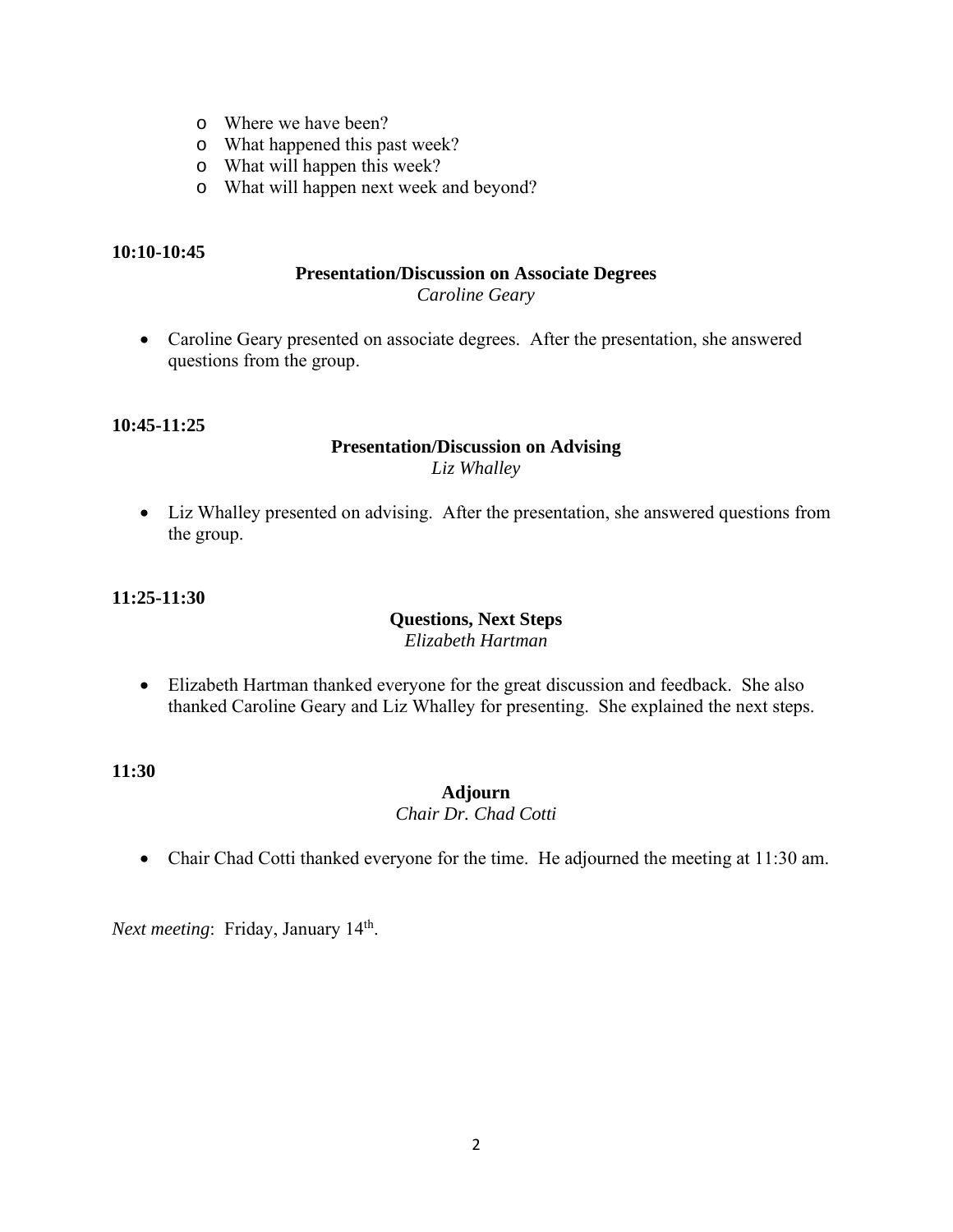- Where we have been?
- What happened this past week?
- What will happen this week?
- What will happen next week and beyond?

**10:10-10:45**

**Presentation/Discussion on Associate Degrees**
*Caroline Geary*

- Caroline Geary presented on associate degrees. After the presentation, she answered questions from the group.

**10:45-11:25**

**Presentation/Discussion on Advising**
*Liz Whalley*

- Liz Whalley presented on advising. After the presentation, she answered questions from the group.

**11:25-11:30**

**Questions, Next Steps**
*Elizabeth Hartman*

- Elizabeth Hartman thanked everyone for the great discussion and feedback. She also thanked Caroline Geary and Liz Whalley for presenting. She explained the next steps.

**11:30**

**Adjourn**
*Chair Dr. Chad Cotti*

- Chair Chad Cotti thanked everyone for the time. He adjourned the meeting at 11:30 am.

*Next meeting*: Friday, January 14th.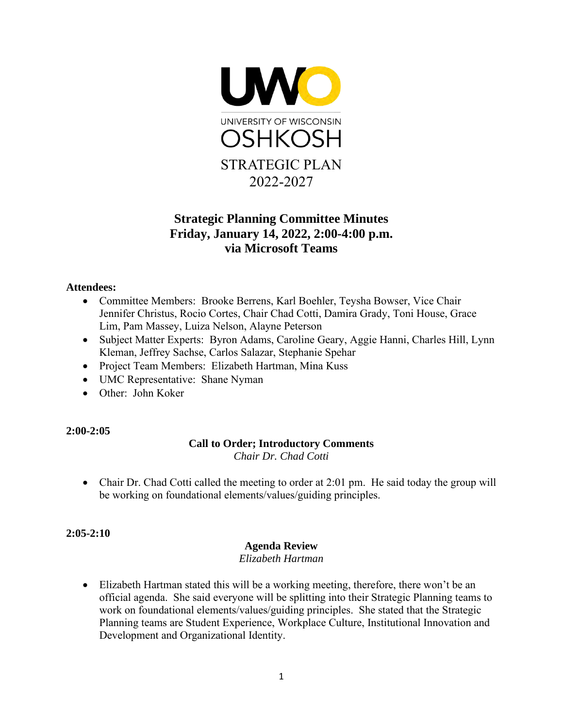UNIVERSITY OF WISCONSIN OSHKOSH

STRATEGIC PLAN 2022-2027

# Strategic Planning Committee Minutes
# Friday, January 14, 2022, 2:00-4:00 p.m.
# via Microsoft Teams

**Attendees:**

- Committee Members: Brooke Berrens, Karl Boehler, Teysha Bowser, Vice Chair Jennifer Christus, Rocio Cortes, Chair Chad Cotti, Damira Grady, Toni House, Grace Lim, Pam Massey, Luiza Nelson, Alayne Peterson
- Subject Matter Experts: Byron Adams, Caroline Geary, Aggie Hanni, Charles Hill, Lynn Kleman, Jeffrey Sachse, Carlos Salazar, Stephanie Spehar
- Project Team Members: Elizabeth Hartman, Mina Kuss
- UMC Representative: Shane Nyman
- Other: John Koker

**2:00-2:05**

**Call to Order; Introductory Comments**
*Chair Dr. Chad Cotti*

- Chair Dr. Chad Cotti called the meeting to order at 2:01 pm. He said today the group will be working on foundational elements/values/guiding principles.

**2:05-2:10**

**Agenda Review**
*Elizabeth Hartman*

- Elizabeth Hartman stated this will be a working meeting, therefore, there won't be an official agenda. She said everyone will be splitting into their Strategic Planning teams to work on foundational elements/values/guiding principles. She stated that the Strategic Planning teams are Student Experience, Workplace Culture, Institutional Innovation and Development and Organizational Identity.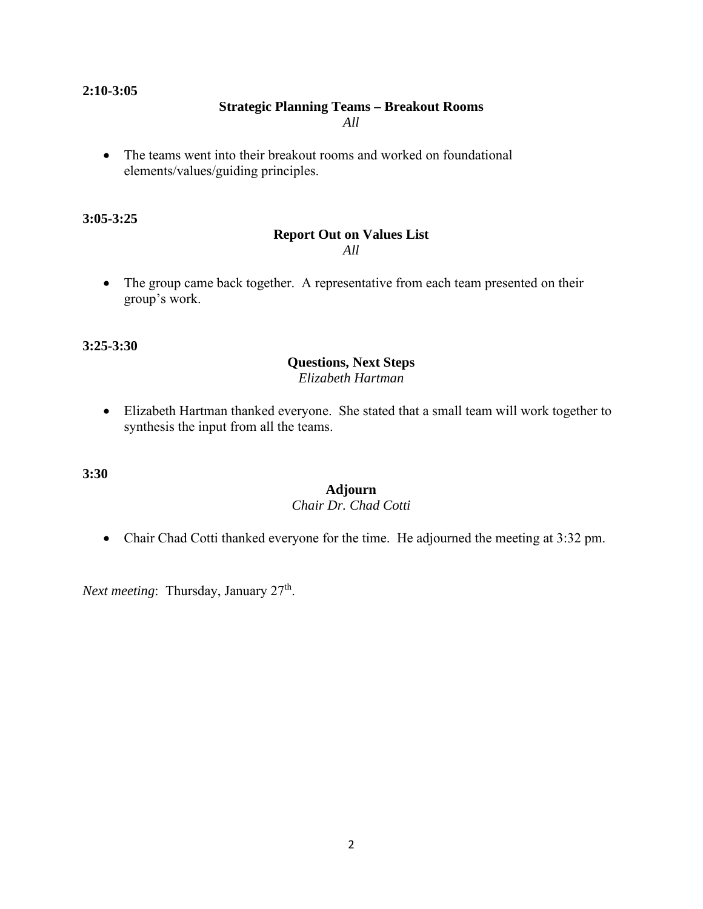**2:10-3:05**

**Strategic Planning Teams – Breakout Rooms**
*All*

- The teams went into their breakout rooms and worked on foundational elements/values/guiding principles.

**3:05-3:25**

**Report Out on Values List**
*All*

- The group came back together. A representative from each team presented on their group's work.

**3:25-3:30**

**Questions, Next Steps**
*Elizabeth Hartman*

- Elizabeth Hartman thanked everyone. She stated that a small team will work together to synthesis the input from all the teams.

**3:30**

**Adjourn**
*Chair Dr. Chad Cotti*

- Chair Chad Cotti thanked everyone for the time. He adjourned the meeting at 3:32 pm.

*Next meeting*: Thursday, January 27th.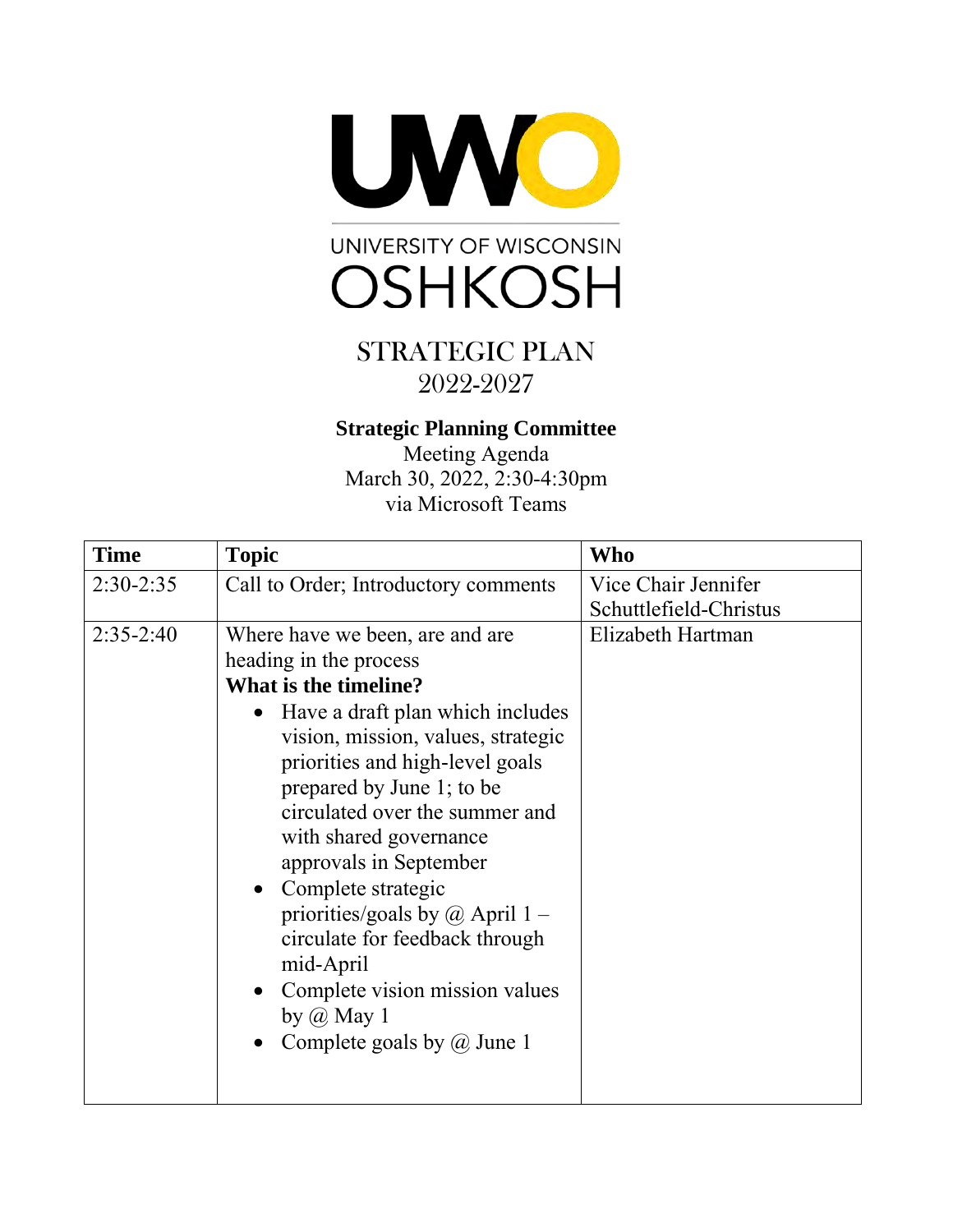UWO

UNIVERSITY OF WISCONSIN
OSHKOSH

STRATEGIC PLAN
2022-2027

**Strategic Planning Committee**
Meeting Agenda
March 30, 2022, 2:30-4:30pm
via Microsoft Teams

| Time | Topic | Who |
|---|---|---|
| 2:30-2:35 | Call to Order; Introductory comments | Vice Chair Jennifer Schuttlefield-Christus |
| 2:35-2:40 | Where have we been, are and are heading in the process<br>**What is the timeline?**<br>• Have a draft plan which includes vision, mission, values, strategic priorities and high-level goals prepared by June 1; to be circulated over the summer and with shared governance approvals in September<br>• Complete strategic priorities/goals by @ April 1 – circulate for feedback through mid-April<br>• Complete vision mission values by @ May 1<br>• Complete goals by @ June 1 | Elizabeth Hartman |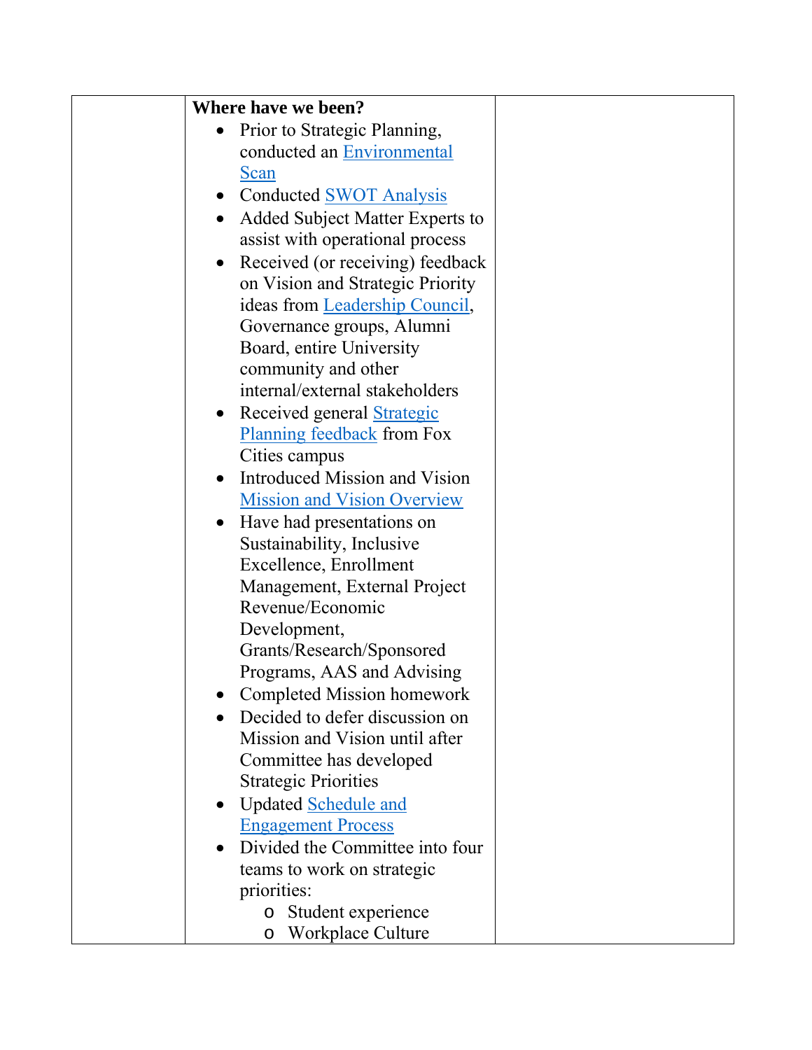| | **Where have we been?**<br>• Prior to Strategic Planning, conducted an Environmental Scan<br>• Conducted SWOT Analysis<br>• Added Subject Matter Experts to assist with operational process<br>• Received (or receiving) feedback on Vision and Strategic Priority ideas from Leadership Council, Governance groups, Alumni Board, entire University community and other internal/external stakeholders<br>• Received general Strategic Planning feedback from Fox Cities campus<br>• Introduced Mission and Vision Mission and Vision Overview<br>• Have had presentations on Sustainability, Inclusive Excellence, Enrollment Management, External Project Revenue/Economic Development, Grants/Research/Sponsored Programs, AAS and Advising<br>• Completed Mission homework<br>• Decided to defer discussion on Mission and Vision until after Committee has developed Strategic Priorities<br>• Updated Schedule and Engagement Process<br>• Divided the Committee into four teams to work on strategic priorities:<br>&nbsp;&nbsp;&nbsp;&nbsp;o Student experience<br>&nbsp;&nbsp;&nbsp;&nbsp;o Workplace Culture | |
|---|---|---|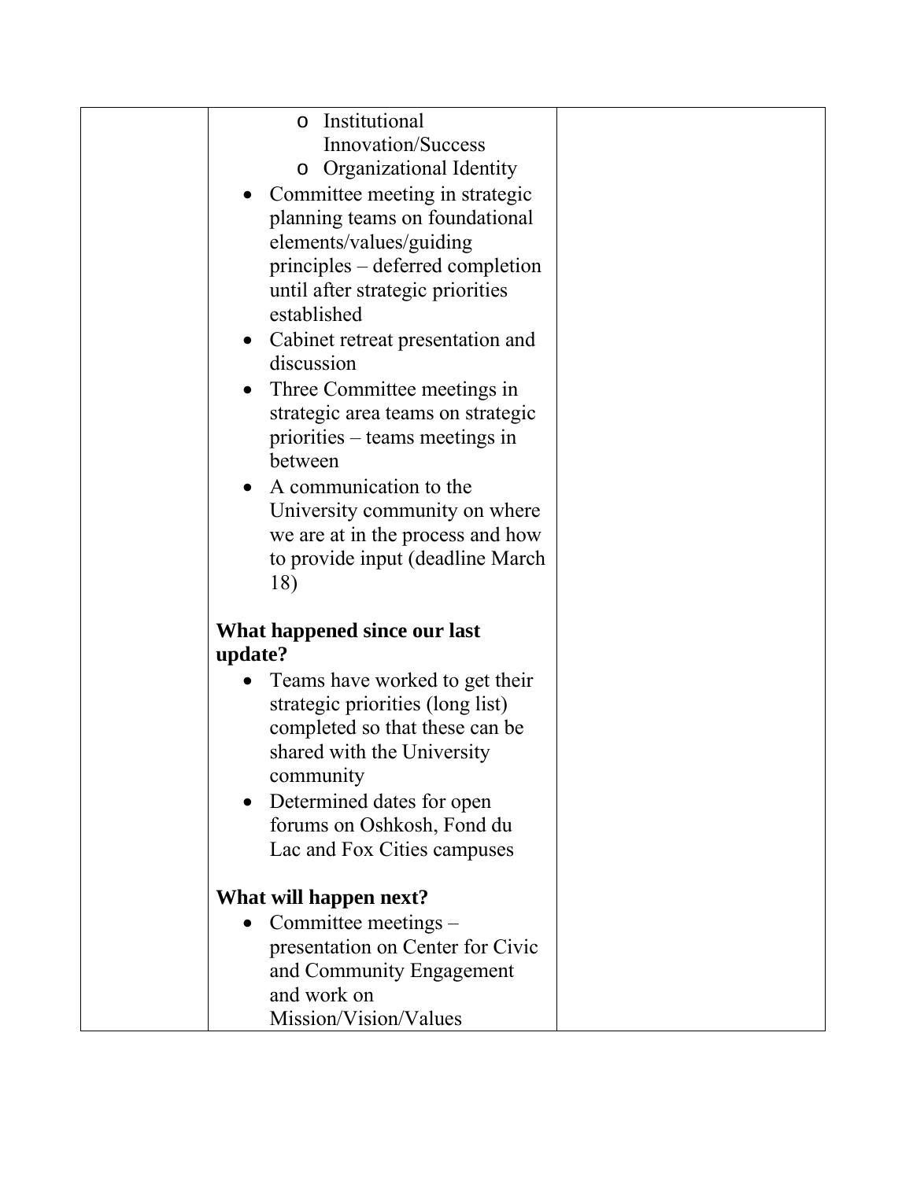| | | |
|---|---|---|
| | o Institutional Innovation/Success<br>o Organizational Identity<br>• Committee meeting in strategic planning teams on foundational elements/values/guiding principles – deferred completion until after strategic priorities established<br>• Cabinet retreat presentation and discussion<br>• Three Committee meetings in strategic area teams on strategic priorities – teams meetings in between<br>• A communication to the University community on where we are at in the process and how to provide input (deadline March 18)<br><br>**What happened since our last update?**<br>• Teams have worked to get their strategic priorities (long list) completed so that these can be shared with the University community<br>• Determined dates for open forums on Oshkosh, Fond du Lac and Fox Cities campuses<br><br>**What will happen next?**<br>• Committee meetings – presentation on Center for Civic and Community Engagement and work on Mission/Vision/Values | |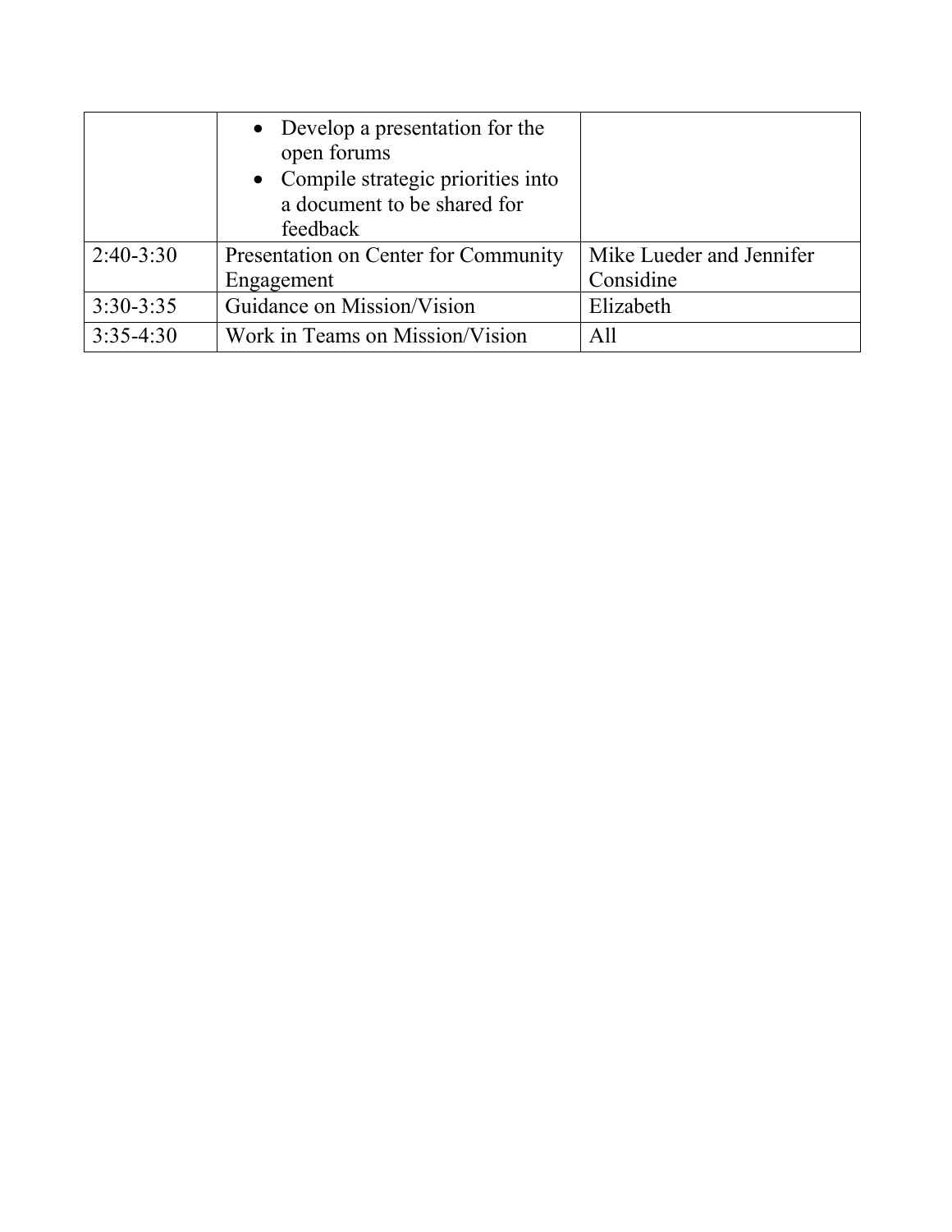| | | |
|---|---|---|
| | • Develop a presentation for the open forums<br>• Compile strategic priorities into a document to be shared for feedback | |
| 2:40-3:30 | Presentation on Center for Community Engagement | Mike Lueder and Jennifer Considine |
| 3:30-3:35 | Guidance on Mission/Vision | Elizabeth |
| 3:35-4:30 | Work in Teams on Mission/Vision | All |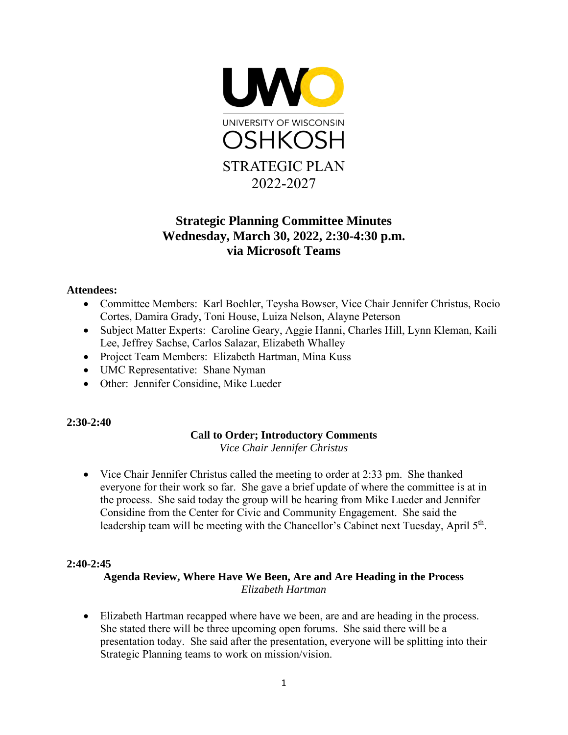UNIVERSITY OF WISCONSIN OSHKOSH

STRATEGIC PLAN 2022-2027

# Strategic Planning Committee Minutes
## Wednesday, March 30, 2022, 2:30-4:30 p.m.
## via Microsoft Teams

**Attendees:**

- Committee Members: Karl Boehler, Teysha Bowser, Vice Chair Jennifer Christus, Rocio Cortes, Damira Grady, Toni House, Luiza Nelson, Alayne Peterson
- Subject Matter Experts: Caroline Geary, Aggie Hanni, Charles Hill, Lynn Kleman, Kaili Lee, Jeffrey Sachse, Carlos Salazar, Elizabeth Whalley
- Project Team Members: Elizabeth Hartman, Mina Kuss
- UMC Representative: Shane Nyman
- Other: Jennifer Considine, Mike Lueder

**2:30-2:40**

**Call to Order; Introductory Comments**

*Vice Chair Jennifer Christus*

- Vice Chair Jennifer Christus called the meeting to order at 2:33 pm. She thanked everyone for their work so far. She gave a brief update of where the committee is at in the process. She said today the group will be hearing from Mike Lueder and Jennifer Considine from the Center for Civic and Community Engagement. She said the leadership team will be meeting with the Chancellor's Cabinet next Tuesday, April 5th.

**2:40-2:45**

**Agenda Review, Where Have We Been, Are and Are Heading in the Process**

*Elizabeth Hartman*

- Elizabeth Hartman recapped where have we been, are and are heading in the process. She stated there will be three upcoming open forums. She said there will be a presentation today. She said after the presentation, everyone will be splitting into their Strategic Planning teams to work on mission/vision.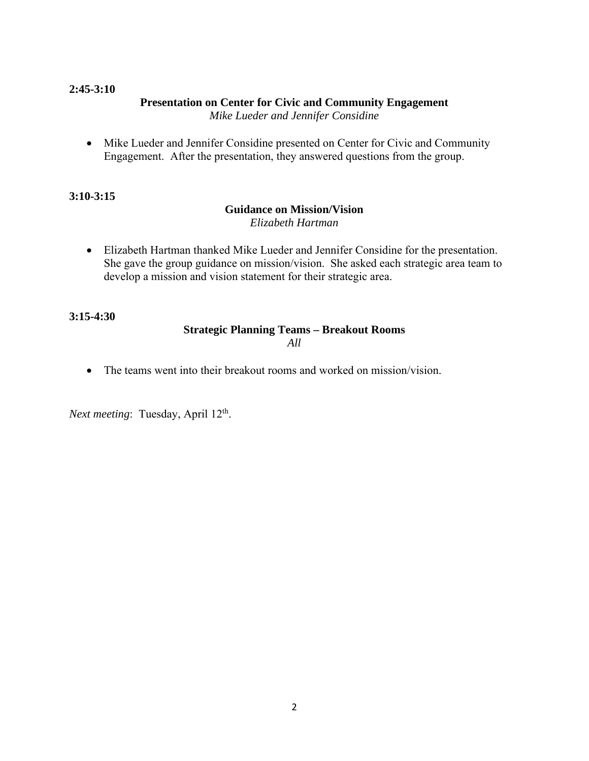**2:45-3:10**

**Presentation on Center for Civic and Community Engagement**
*Mike Lueder and Jennifer Considine*

- Mike Lueder and Jennifer Considine presented on Center for Civic and Community Engagement. After the presentation, they answered questions from the group.

**3:10-3:15**

**Guidance on Mission/Vision**
*Elizabeth Hartman*

- Elizabeth Hartman thanked Mike Lueder and Jennifer Considine for the presentation. She gave the group guidance on mission/vision. She asked each strategic area team to develop a mission and vision statement for their strategic area.

**3:15-4:30**

**Strategic Planning Teams – Breakout Rooms**
*All*

- The teams went into their breakout rooms and worked on mission/vision.

*Next meeting*: Tuesday, April 12th.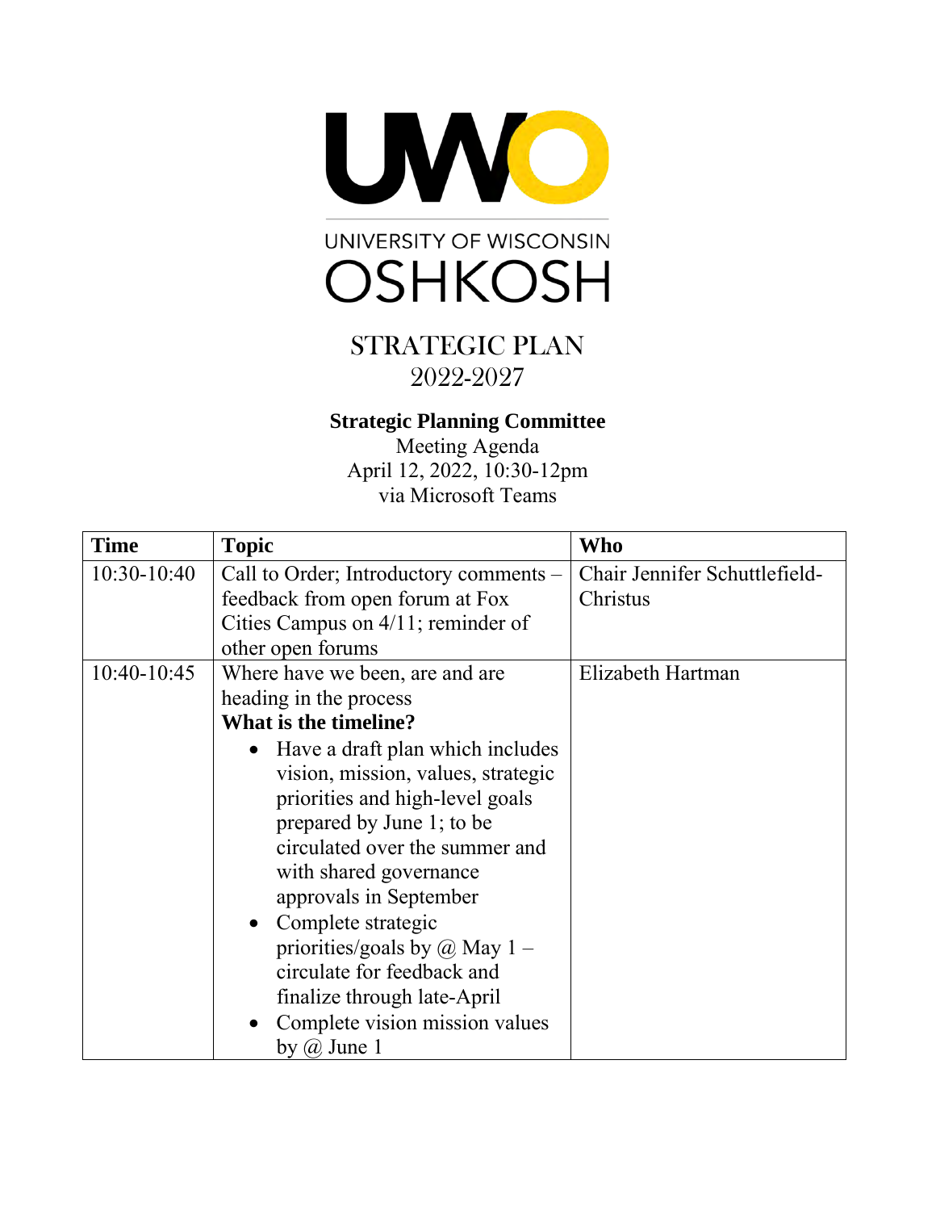UNIVERSITY OF WISCONSIN OSHKOSH

# STRATEGIC PLAN 2022-2027

**Strategic Planning Committee**
Meeting Agenda
April 12, 2022, 10:30-12pm
via Microsoft Teams

| **Time** | **Topic** | **Who** |
|---|---|---|
| 10:30-10:40 | Call to Order; Introductory comments – feedback from open forum at Fox Cities Campus on 4/11; reminder of other open forums | Chair Jennifer Schuttlefield-Christus |
| 10:40-10:45 | Where have we been, are and are heading in the process<br>**What is the timeline?**<br>• Have a draft plan which includes vision, mission, values, strategic priorities and high-level goals prepared by June 1; to be circulated over the summer and with shared governance approvals in September<br>• Complete strategic priorities/goals by @ May 1 – circulate for feedback and finalize through late-April<br>• Complete vision mission values by @ June 1 | Elizabeth Hartman |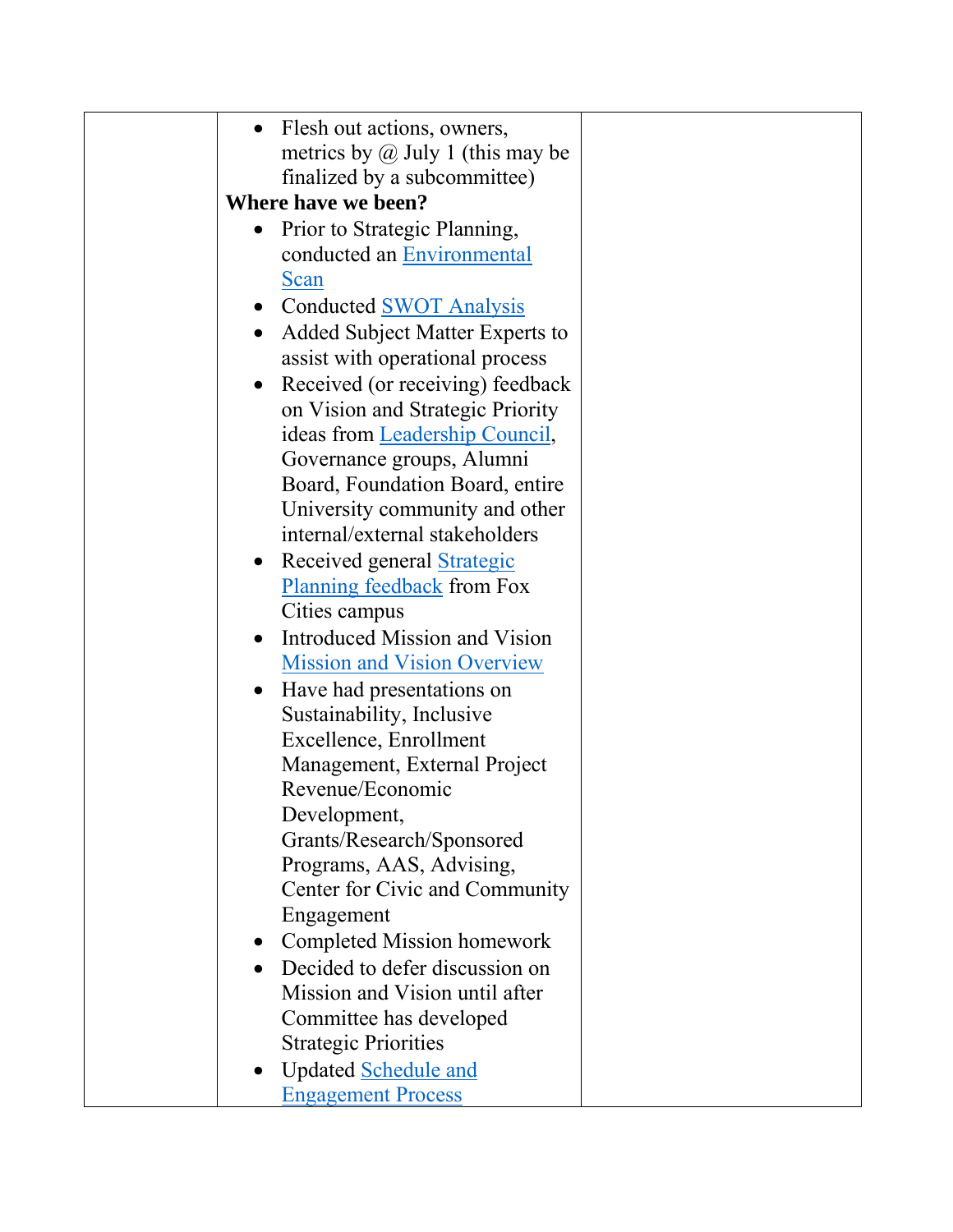| | | |
|---|---|---|
| | <ul><li>Flesh out actions, owners, metrics by @ July 1 (this may be finalized by a subcommittee)</li></ul>**Where have we been?**<ul><li>Prior to Strategic Planning, conducted an Environmental Scan</li><li>Conducted SWOT Analysis</li><li>Added Subject Matter Experts to assist with operational process</li><li>Received (or receiving) feedback on Vision and Strategic Priority ideas from Leadership Council, Governance groups, Alumni Board, Foundation Board, entire University community and other internal/external stakeholders</li><li>Received general Strategic Planning feedback from Fox Cities campus</li><li>Introduced Mission and Vision Mission and Vision Overview</li><li>Have had presentations on Sustainability, Inclusive Excellence, Enrollment Management, External Project Revenue/Economic Development, Grants/Research/Sponsored Programs, AAS, Advising, Center for Civic and Community Engagement</li><li>Completed Mission homework</li><li>Decided to defer discussion on Mission and Vision until after Committee has developed Strategic Priorities</li><li>Updated Schedule and Engagement Process</li></ul> | |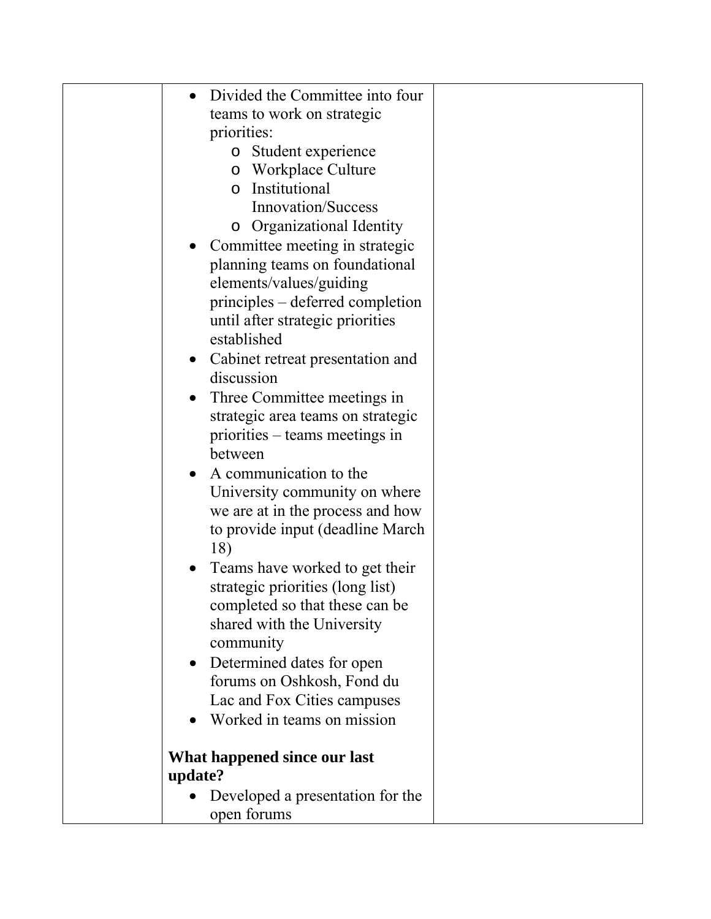| | | |
|---|---|---|
| | • Divided the Committee into four teams to work on strategic priorities:<br>  o Student experience<br>  o Workplace Culture<br>  o Institutional Innovation/Success<br>  o Organizational Identity<br>• Committee meeting in strategic planning teams on foundational elements/values/guiding principles – deferred completion until after strategic priorities established<br>• Cabinet retreat presentation and discussion<br>• Three Committee meetings in strategic area teams on strategic priorities – teams meetings in between<br>• A communication to the University community on where we are at in the process and how to provide input (deadline March 18)<br>• Teams have worked to get their strategic priorities (long list) completed so that these can be shared with the University community<br>• Determined dates for open forums on Oshkosh, Fond du Lac and Fox Cities campuses<br>• Worked in teams on mission<br><br>**What happened since our last update?**<br>• Developed a presentation for the open forums | |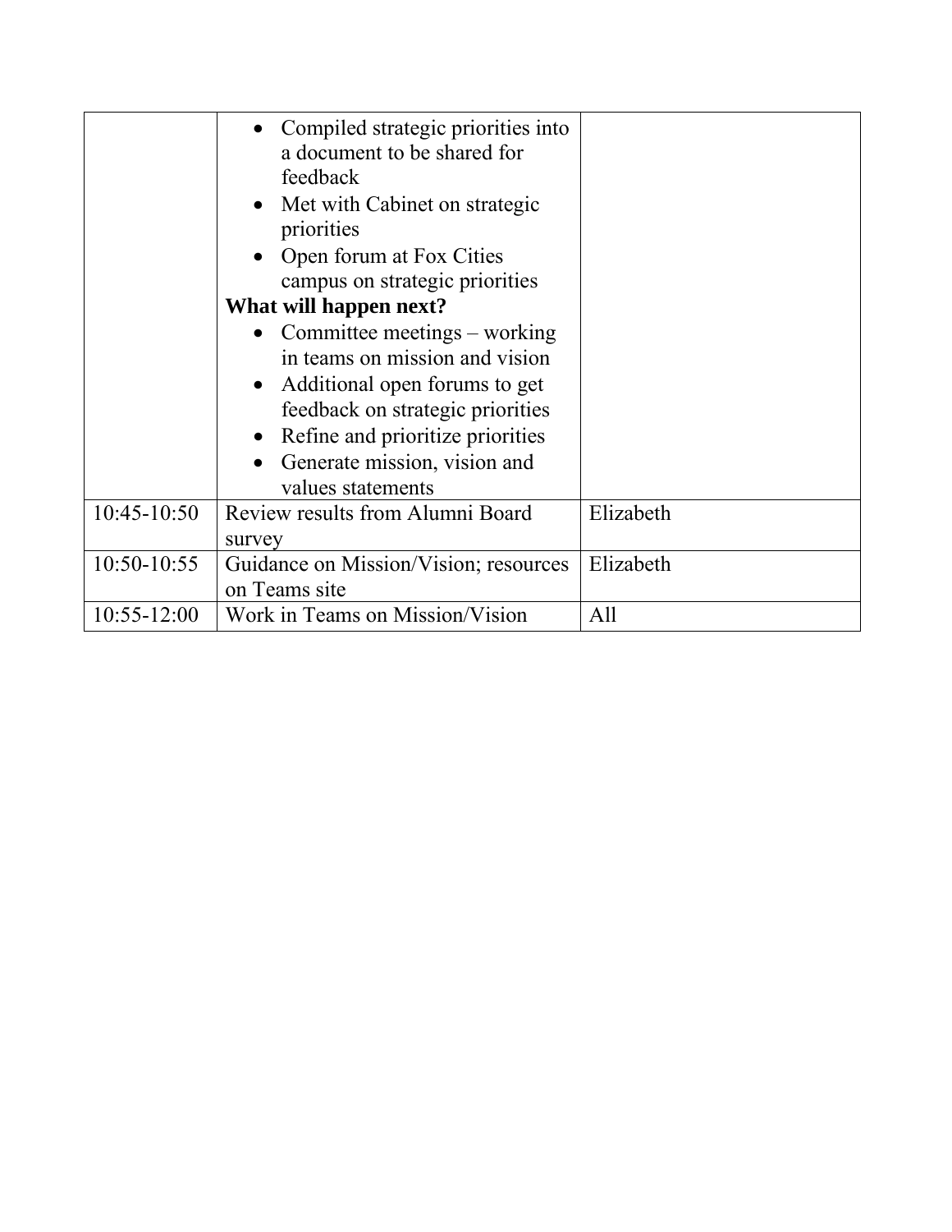| | | |
|---|---|---|
| | • Compiled strategic priorities into a document to be shared for feedback<br>• Met with Cabinet on strategic priorities<br>• Open forum at Fox Cities campus on strategic priorities<br>**What will happen next?**<br>• Committee meetings – working in teams on mission and vision<br>• Additional open forums to get feedback on strategic priorities<br>• Refine and prioritize priorities<br>• Generate mission, vision and values statements | |
| 10:45-10:50 | Review results from Alumni Board survey | Elizabeth |
| 10:50-10:55 | Guidance on Mission/Vision; resources on Teams site | Elizabeth |
| 10:55-12:00 | Work in Teams on Mission/Vision | All |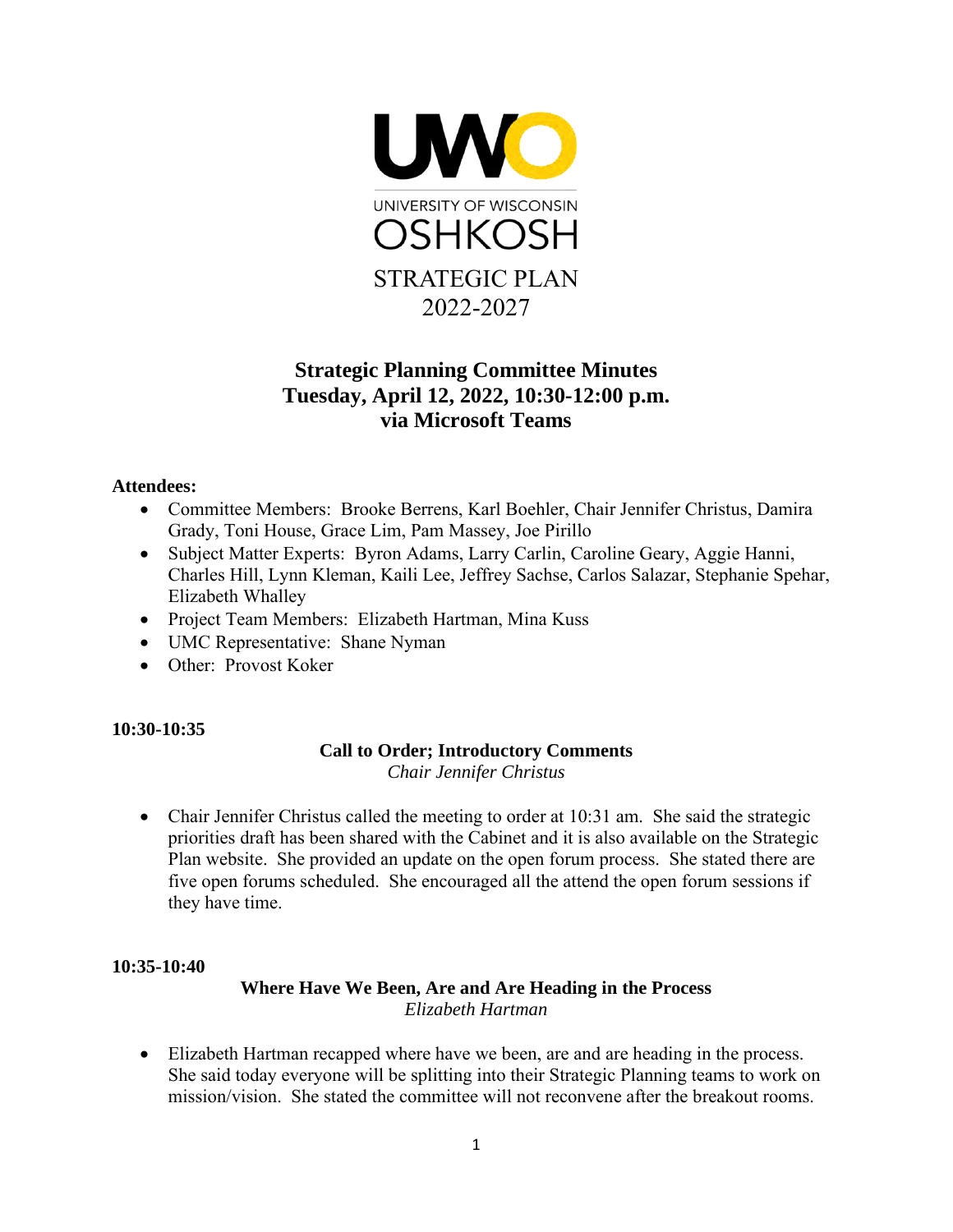UNIVERSITY OF WISCONSIN OSHKOSH

STRATEGIC PLAN
2022-2027

# Strategic Planning Committee Minutes
## Tuesday, April 12, 2022, 10:30-12:00 p.m.
## via Microsoft Teams

**Attendees:**

- Committee Members: Brooke Berrens, Karl Boehler, Chair Jennifer Christus, Damira Grady, Toni House, Grace Lim, Pam Massey, Joe Pirillo
- Subject Matter Experts: Byron Adams, Larry Carlin, Caroline Geary, Aggie Hanni, Charles Hill, Lynn Kleman, Kaili Lee, Jeffrey Sachse, Carlos Salazar, Stephanie Spehar, Elizabeth Whalley
- Project Team Members: Elizabeth Hartman, Mina Kuss
- UMC Representative: Shane Nyman
- Other: Provost Koker

**10:30-10:35**

### Call to Order; Introductory Comments
*Chair Jennifer Christus*

- Chair Jennifer Christus called the meeting to order at 10:31 am. She said the strategic priorities draft has been shared with the Cabinet and it is also available on the Strategic Plan website. She provided an update on the open forum process. She stated there are five open forums scheduled. She encouraged all the attend the open forum sessions if they have time.

**10:35-10:40**

### Where Have We Been, Are and Are Heading in the Process
*Elizabeth Hartman*

- Elizabeth Hartman recapped where have we been, are and are heading in the process. She said today everyone will be splitting into their Strategic Planning teams to work on mission/vision. She stated the committee will not reconvene after the breakout rooms.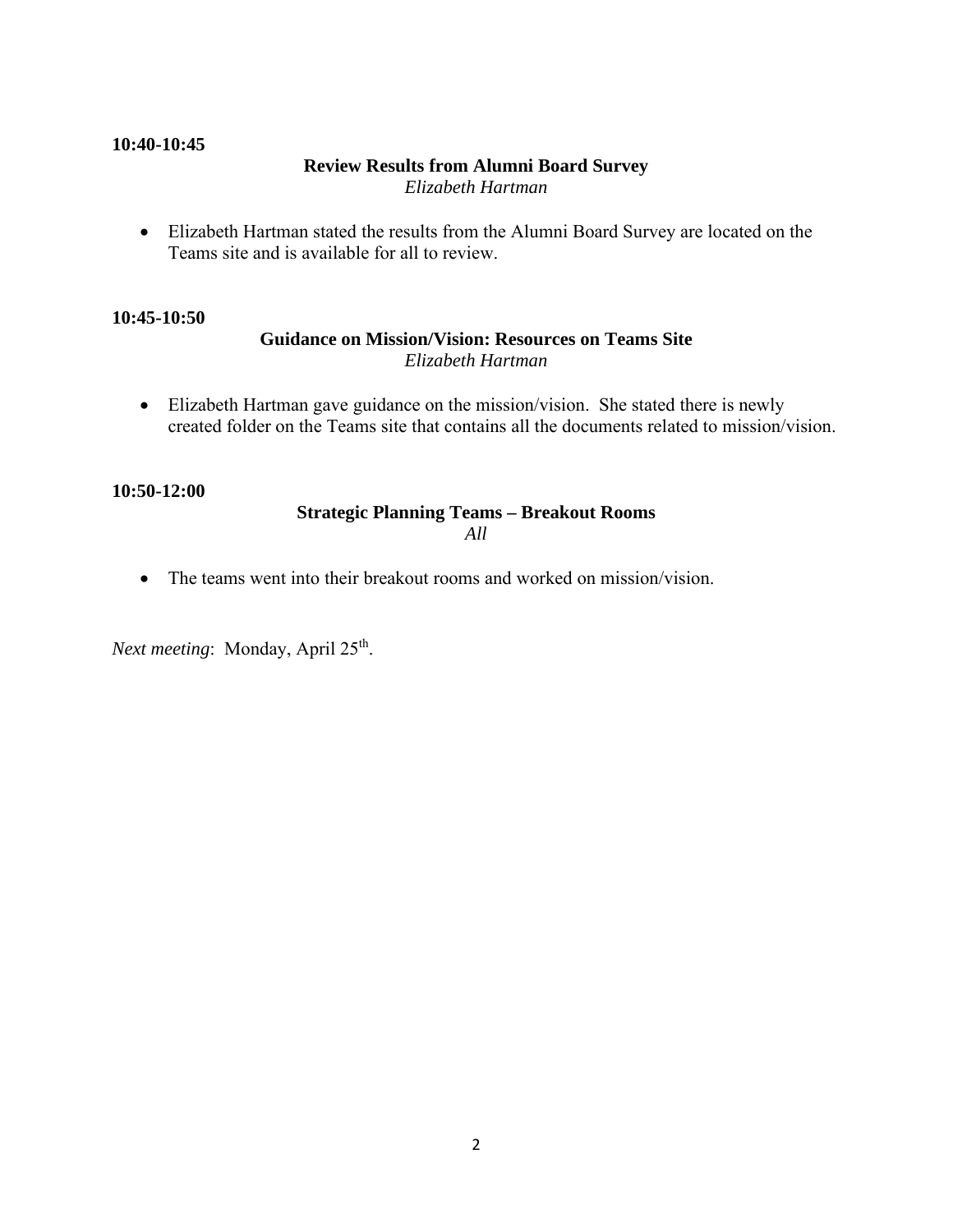**10:40-10:45**

**Review Results from Alumni Board Survey**
*Elizabeth Hartman*

- Elizabeth Hartman stated the results from the Alumni Board Survey are located on the Teams site and is available for all to review.

**10:45-10:50**

**Guidance on Mission/Vision: Resources on Teams Site**
*Elizabeth Hartman*

- Elizabeth Hartman gave guidance on the mission/vision. She stated there is newly created folder on the Teams site that contains all the documents related to mission/vision.

**10:50-12:00**

**Strategic Planning Teams – Breakout Rooms**
*All*

- The teams went into their breakout rooms and worked on mission/vision.

*Next meeting*: Monday, April 25th.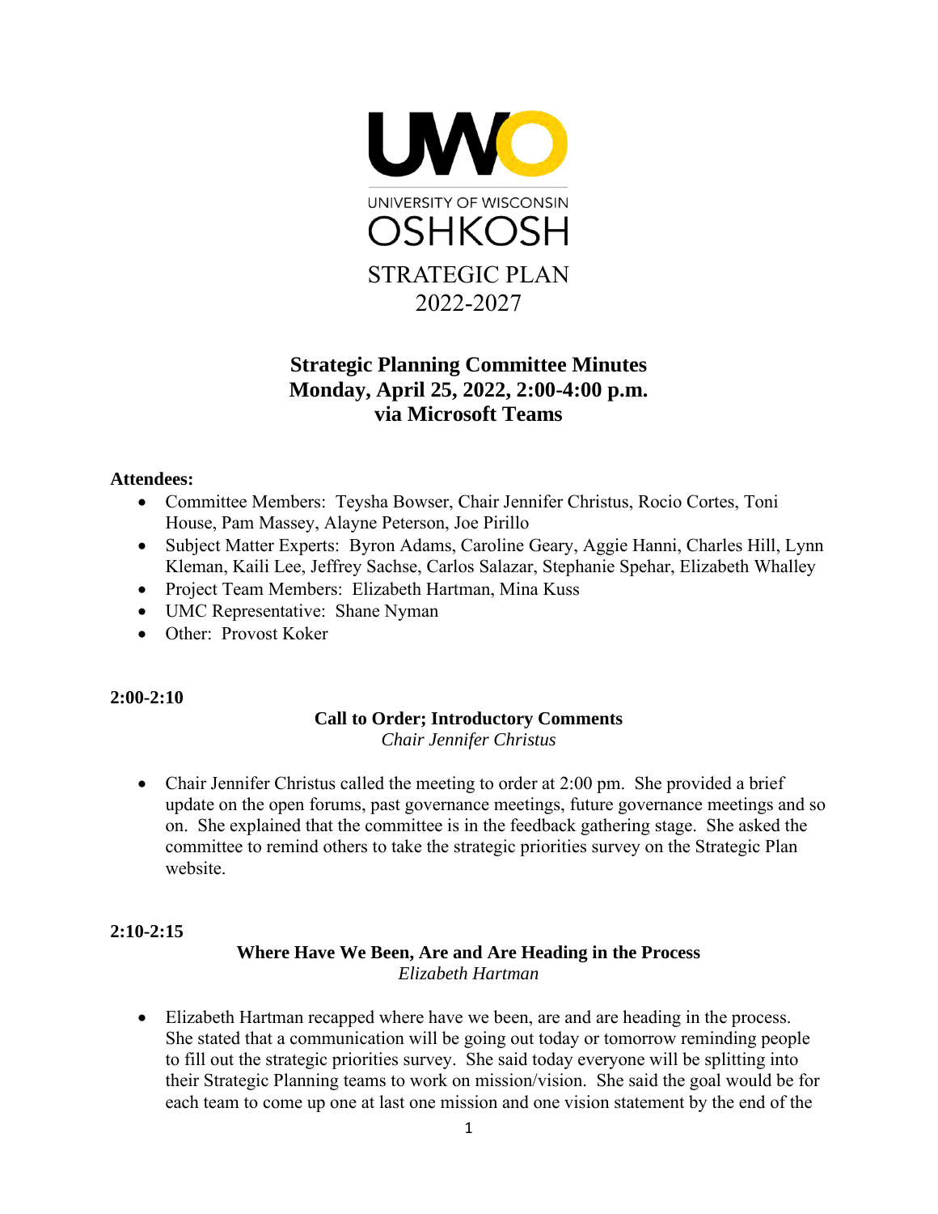UWO

UNIVERSITY OF WISCONSIN

OSHKOSH

STRATEGIC PLAN

2022-2027

# Strategic Planning Committee Minutes
# Monday, April 25, 2022, 2:00-4:00 p.m.
# via Microsoft Teams

**Attendees:**

- Committee Members: Teysha Bowser, Chair Jennifer Christus, Rocio Cortes, Toni House, Pam Massey, Alayne Peterson, Joe Pirillo
- Subject Matter Experts: Byron Adams, Caroline Geary, Aggie Hanni, Charles Hill, Lynn Kleman, Kaili Lee, Jeffrey Sachse, Carlos Salazar, Stephanie Spehar, Elizabeth Whalley
- Project Team Members: Elizabeth Hartman, Mina Kuss
- UMC Representative: Shane Nyman
- Other: Provost Koker

**2:00-2:10**

### Call to Order; Introductory Comments

*Chair Jennifer Christus*

- Chair Jennifer Christus called the meeting to order at 2:00 pm. She provided a brief update on the open forums, past governance meetings, future governance meetings and so on. She explained that the committee is in the feedback gathering stage. She asked the committee to remind others to take the strategic priorities survey on the Strategic Plan website.

**2:10-2:15**

### Where Have We Been, Are and Are Heading in the Process

*Elizabeth Hartman*

- Elizabeth Hartman recapped where have we been, are and are heading in the process. She stated that a communication will be going out today or tomorrow reminding people to fill out the strategic priorities survey. She said today everyone will be splitting into their Strategic Planning teams to work on mission/vision. She said the goal would be for each team to come up one at last one mission and one vision statement by the end of the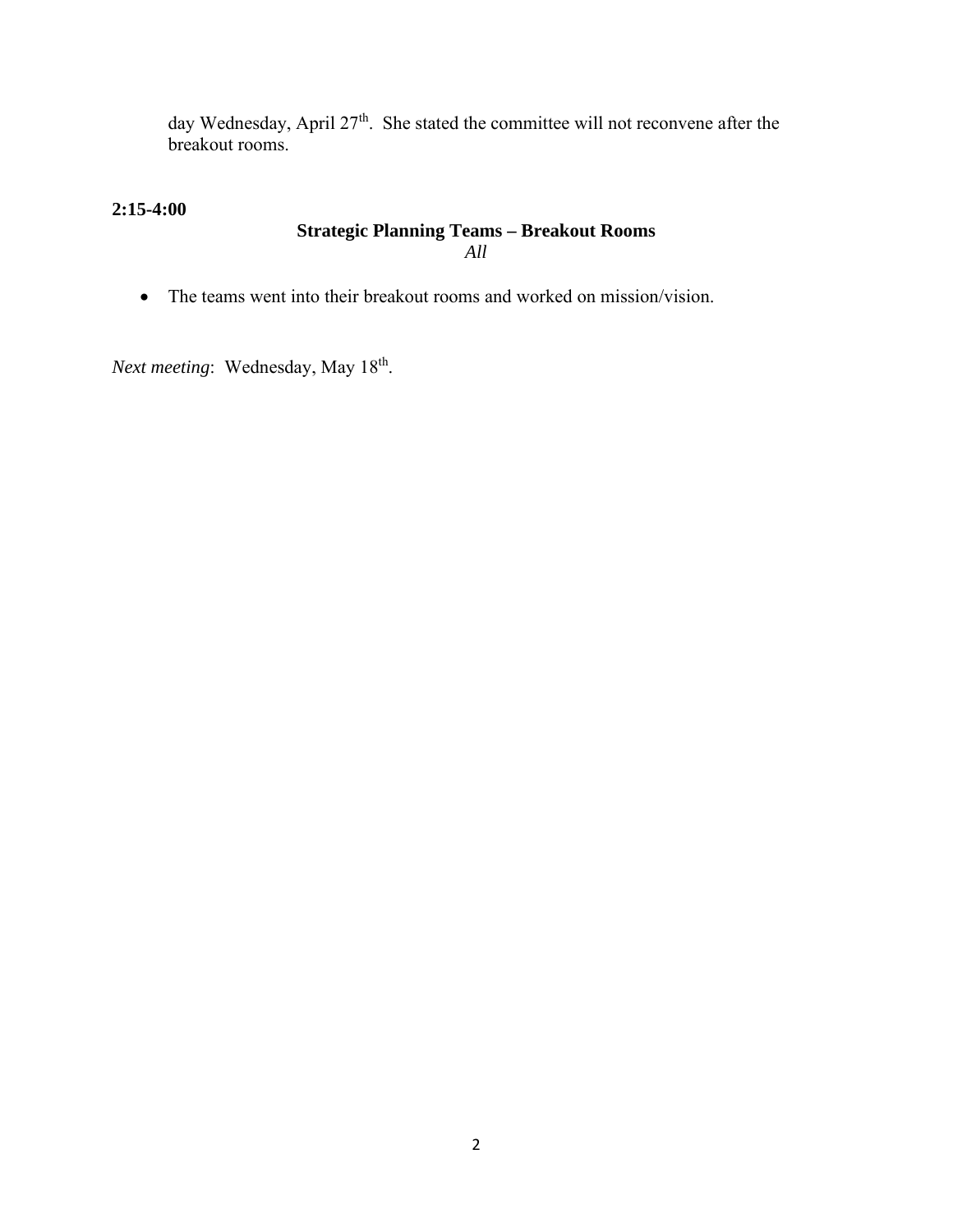day Wednesday, April 27th. She stated the committee will not reconvene after the breakout rooms.

**2:15-4:00**

**Strategic Planning Teams – Breakout Rooms**
*All*

- The teams went into their breakout rooms and worked on mission/vision.

*Next meeting*: Wednesday, May 18th.